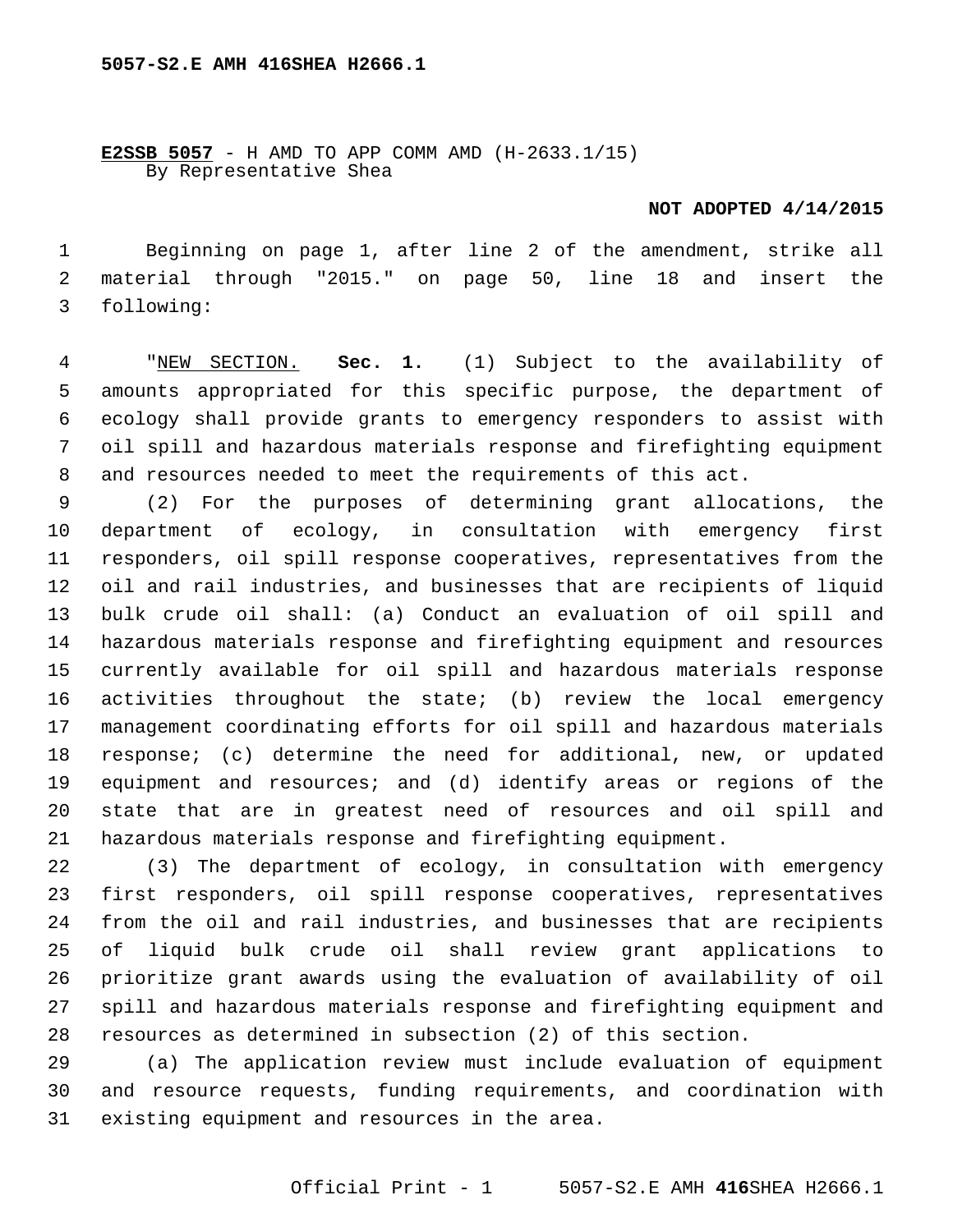**E2SSB 5057** - H AMD TO APP COMM AMD (H-2633.1/15)
By Representative Shea

**NOT ADOPTED 4/14/2015**

Beginning on page 1, after line 2 of the amendment, strike all material through "2015." on page 50, line 18 and insert the following:

"NEW SECTION. **Sec. 1.** (1) Subject to the availability of amounts appropriated for this specific purpose, the department of ecology shall provide grants to emergency responders to assist with oil spill and hazardous materials response and firefighting equipment and resources needed to meet the requirements of this act.

(2) For the purposes of determining grant allocations, the department of ecology, in consultation with emergency first responders, oil spill response cooperatives, representatives from the oil and rail industries, and businesses that are recipients of liquid bulk crude oil shall: (a) Conduct an evaluation of oil spill and hazardous materials response and firefighting equipment and resources currently available for oil spill and hazardous materials response activities throughout the state; (b) review the local emergency management coordinating efforts for oil spill and hazardous materials response; (c) determine the need for additional, new, or updated equipment and resources; and (d) identify areas or regions of the state that are in greatest need of resources and oil spill and hazardous materials response and firefighting equipment.

(3) The department of ecology, in consultation with emergency first responders, oil spill response cooperatives, representatives from the oil and rail industries, and businesses that are recipients of liquid bulk crude oil shall review grant applications to prioritize grant awards using the evaluation of availability of oil spill and hazardous materials response and firefighting equipment and resources as determined in subsection (2) of this section.

(a) The application review must include evaluation of equipment and resource requests, funding requirements, and coordination with existing equipment and resources in the area.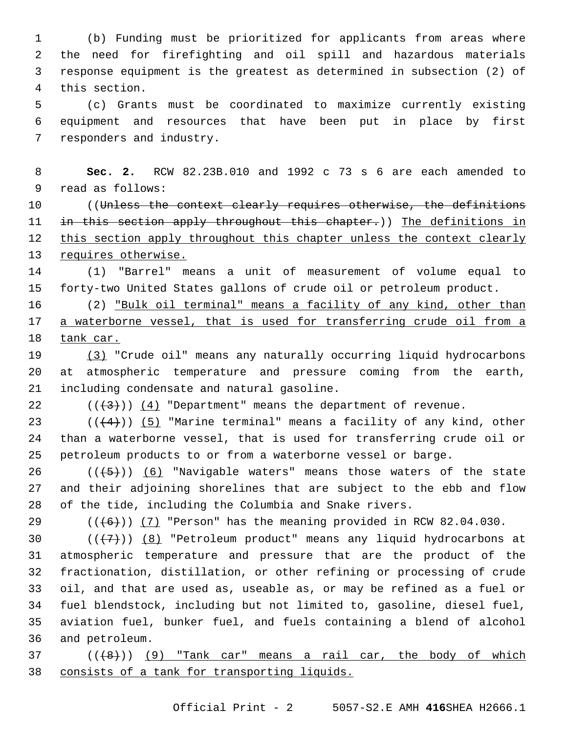(b) Funding must be prioritized for applicants from areas where the need for firefighting and oil spill and hazardous materials response equipment is the greatest as determined in subsection (2) of this section.

(c) Grants must be coordinated to maximize currently existing equipment and resources that have been put in place by first responders and industry.

**Sec. 2.** RCW 82.23B.010 and 1992 c 73 s 6 are each amended to read as follows:

((~~Unless the context clearly requires otherwise, the definitions in this section apply throughout this chapter.~~)) The definitions in this section apply throughout this chapter unless the context clearly requires otherwise.

(1) "Barrel" means a unit of measurement of volume equal to forty-two United States gallons of crude oil or petroleum product.

(2) "Bulk oil terminal" means a facility of any kind, other than a waterborne vessel, that is used for transferring crude oil from a tank car.

(3) "Crude oil" means any naturally occurring liquid hydrocarbons at atmospheric temperature and pressure coming from the earth, including condensate and natural gasoline.

((~~(3)~~)) (4) "Department" means the department of revenue.

((~~(4)~~)) (5) "Marine terminal" means a facility of any kind, other than a waterborne vessel, that is used for transferring crude oil or petroleum products to or from a waterborne vessel or barge.

((~~(5)~~)) (6) "Navigable waters" means those waters of the state and their adjoining shorelines that are subject to the ebb and flow of the tide, including the Columbia and Snake rivers.

((~~(6)~~)) (7) "Person" has the meaning provided in RCW 82.04.030.

((~~(7)~~)) (8) "Petroleum product" means any liquid hydrocarbons at atmospheric temperature and pressure that are the product of the fractionation, distillation, or other refining or processing of crude oil, and that are used as, useable as, or may be refined as a fuel or fuel blendstock, including but not limited to, gasoline, diesel fuel, aviation fuel, bunker fuel, and fuels containing a blend of alcohol and petroleum.

((~~(8)~~)) (9) "Tank car" means a rail car, the body of which consists of a tank for transporting liquids.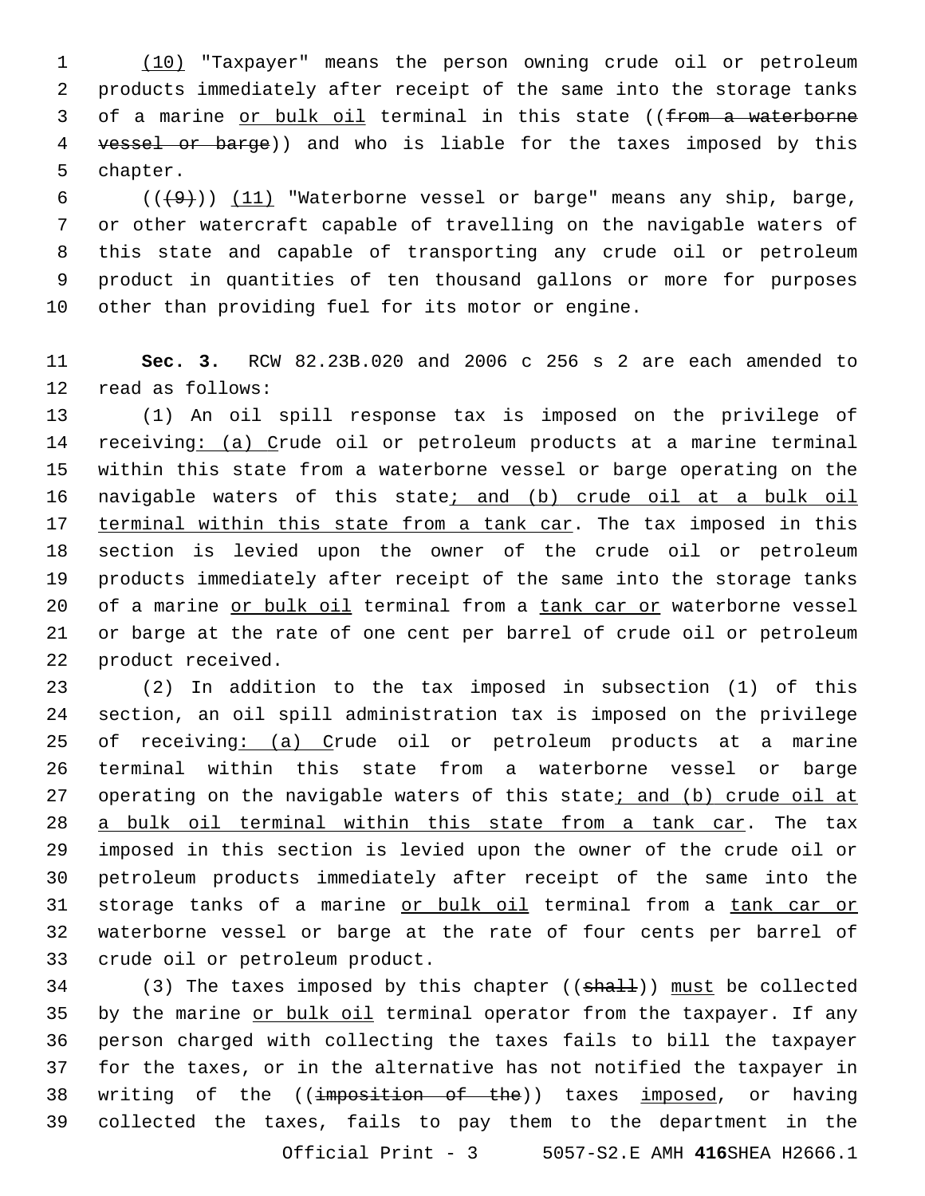(10) "Taxpayer" means the person owning crude oil or petroleum products immediately after receipt of the same into the storage tanks of a marine or bulk oil terminal in this state ((from a waterborne vessel or barge)) and who is liable for the taxes imposed by this chapter.

(((9))) (11) "Waterborne vessel or barge" means any ship, barge, or other watercraft capable of travelling on the navigable waters of this state and capable of transporting any crude oil or petroleum product in quantities of ten thousand gallons or more for purposes other than providing fuel for its motor or engine.

**Sec. 3.** RCW 82.23B.020 and 2006 c 256 s 2 are each amended to read as follows:

(1) An oil spill response tax is imposed on the privilege of receiving: (a) Crude oil or petroleum products at a marine terminal within this state from a waterborne vessel or barge operating on the navigable waters of this state; and (b) crude oil at a bulk oil terminal within this state from a tank car. The tax imposed in this section is levied upon the owner of the crude oil or petroleum products immediately after receipt of the same into the storage tanks of a marine or bulk oil terminal from a tank car or waterborne vessel or barge at the rate of one cent per barrel of crude oil or petroleum product received.

(2) In addition to the tax imposed in subsection (1) of this section, an oil spill administration tax is imposed on the privilege of receiving: (a) Crude oil or petroleum products at a marine terminal within this state from a waterborne vessel or barge operating on the navigable waters of this state; and (b) crude oil at a bulk oil terminal within this state from a tank car. The tax imposed in this section is levied upon the owner of the crude oil or petroleum products immediately after receipt of the same into the storage tanks of a marine or bulk oil terminal from a tank car or waterborne vessel or barge at the rate of four cents per barrel of crude oil or petroleum product.

(3) The taxes imposed by this chapter ((shall)) must be collected by the marine or bulk oil terminal operator from the taxpayer. If any person charged with collecting the taxes fails to bill the taxpayer for the taxes, or in the alternative has not notified the taxpayer in writing of the ((imposition of the)) taxes imposed, or having collected the taxes, fails to pay them to the department in the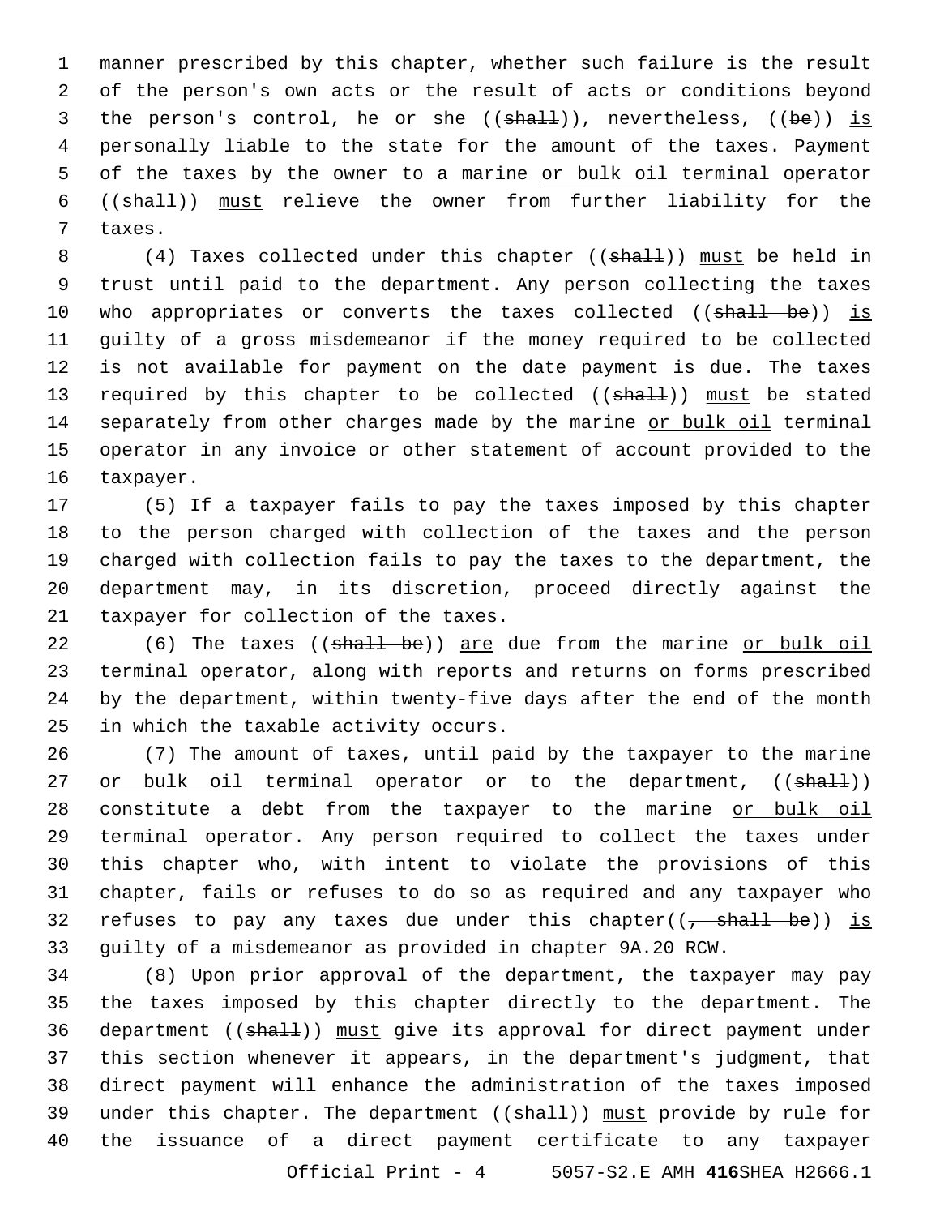manner prescribed by this chapter, whether such failure is the result of the person's own acts or the result of acts or conditions beyond the person's control, he or she ((~~shall~~)), nevertheless, ((~~be~~)) <u>is</u> personally liable to the state for the amount of the taxes. Payment of the taxes by the owner to a marine <u>or bulk oil</u> terminal operator ((~~shall~~)) <u>must</u> relieve the owner from further liability for the taxes.

(4) Taxes collected under this chapter ((~~shall~~)) <u>must</u> be held in trust until paid to the department. Any person collecting the taxes who appropriates or converts the taxes collected ((~~shall be~~)) <u>is</u> guilty of a gross misdemeanor if the money required to be collected is not available for payment on the date payment is due. The taxes required by this chapter to be collected ((~~shall~~)) <u>must</u> be stated separately from other charges made by the marine <u>or bulk oil</u> terminal operator in any invoice or other statement of account provided to the taxpayer.

(5) If a taxpayer fails to pay the taxes imposed by this chapter to the person charged with collection of the taxes and the person charged with collection fails to pay the taxes to the department, the department may, in its discretion, proceed directly against the taxpayer for collection of the taxes.

(6) The taxes ((~~shall be~~)) <u>are</u> due from the marine <u>or bulk oil</u> terminal operator, along with reports and returns on forms prescribed by the department, within twenty-five days after the end of the month in which the taxable activity occurs.

(7) The amount of taxes, until paid by the taxpayer to the marine <u>or bulk oil</u> terminal operator or to the department, ((~~shall~~)) constitute a debt from the taxpayer to the marine <u>or bulk oil</u> terminal operator. Any person required to collect the taxes under this chapter who, with intent to violate the provisions of this chapter, fails or refuses to do so as required and any taxpayer who refuses to pay any taxes due under this chapter((~~, shall be~~)) <u>is</u> guilty of a misdemeanor as provided in chapter 9A.20 RCW.

(8) Upon prior approval of the department, the taxpayer may pay the taxes imposed by this chapter directly to the department. The department ((~~shall~~)) <u>must</u> give its approval for direct payment under this section whenever it appears, in the department's judgment, that direct payment will enhance the administration of the taxes imposed under this chapter. The department ((~~shall~~)) <u>must</u> provide by rule for the issuance of a direct payment certificate to any taxpayer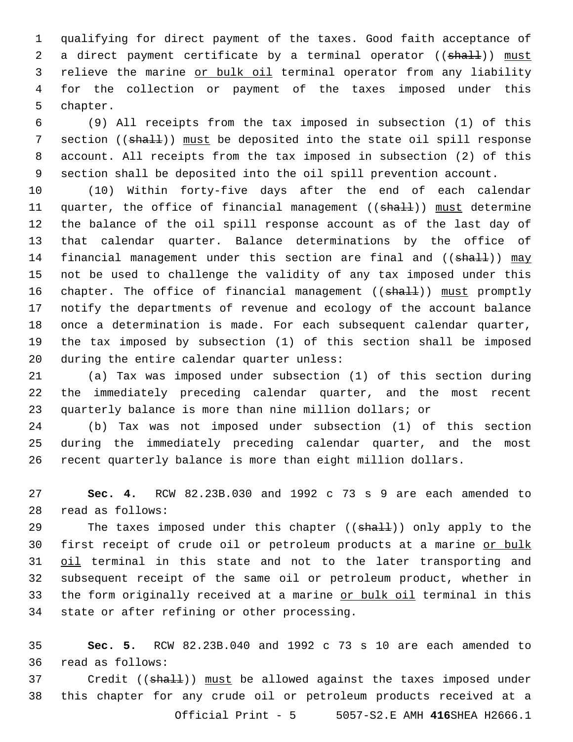qualifying for direct payment of the taxes. Good faith acceptance of a direct payment certificate by a terminal operator ((~~shall~~)) <u>must</u> relieve the marine <u>or bulk oil</u> terminal operator from any liability for the collection or payment of the taxes imposed under this chapter.

(9) All receipts from the tax imposed in subsection (1) of this section ((~~shall~~)) <u>must</u> be deposited into the state oil spill response account. All receipts from the tax imposed in subsection (2) of this section shall be deposited into the oil spill prevention account.

(10) Within forty-five days after the end of each calendar quarter, the office of financial management ((~~shall~~)) <u>must</u> determine the balance of the oil spill response account as of the last day of that calendar quarter. Balance determinations by the office of financial management under this section are final and ((~~shall~~)) <u>may</u> not be used to challenge the validity of any tax imposed under this chapter. The office of financial management ((~~shall~~)) <u>must</u> promptly notify the departments of revenue and ecology of the account balance once a determination is made. For each subsequent calendar quarter, the tax imposed by subsection (1) of this section shall be imposed during the entire calendar quarter unless:

(a) Tax was imposed under subsection (1) of this section during the immediately preceding calendar quarter, and the most recent quarterly balance is more than nine million dollars; or

(b) Tax was not imposed under subsection (1) of this section during the immediately preceding calendar quarter, and the most recent quarterly balance is more than eight million dollars.

**Sec. 4.** RCW 82.23B.030 and 1992 c 73 s 9 are each amended to read as follows:

The taxes imposed under this chapter ((~~shall~~)) only apply to the first receipt of crude oil or petroleum products at a marine <u>or bulk oil</u> terminal in this state and not to the later transporting and subsequent receipt of the same oil or petroleum product, whether in the form originally received at a marine <u>or bulk oil</u> terminal in this state or after refining or other processing.

**Sec. 5.** RCW 82.23B.040 and 1992 c 73 s 10 are each amended to read as follows:

Credit ((~~shall~~)) <u>must</u> be allowed against the taxes imposed under this chapter for any crude oil or petroleum products received at a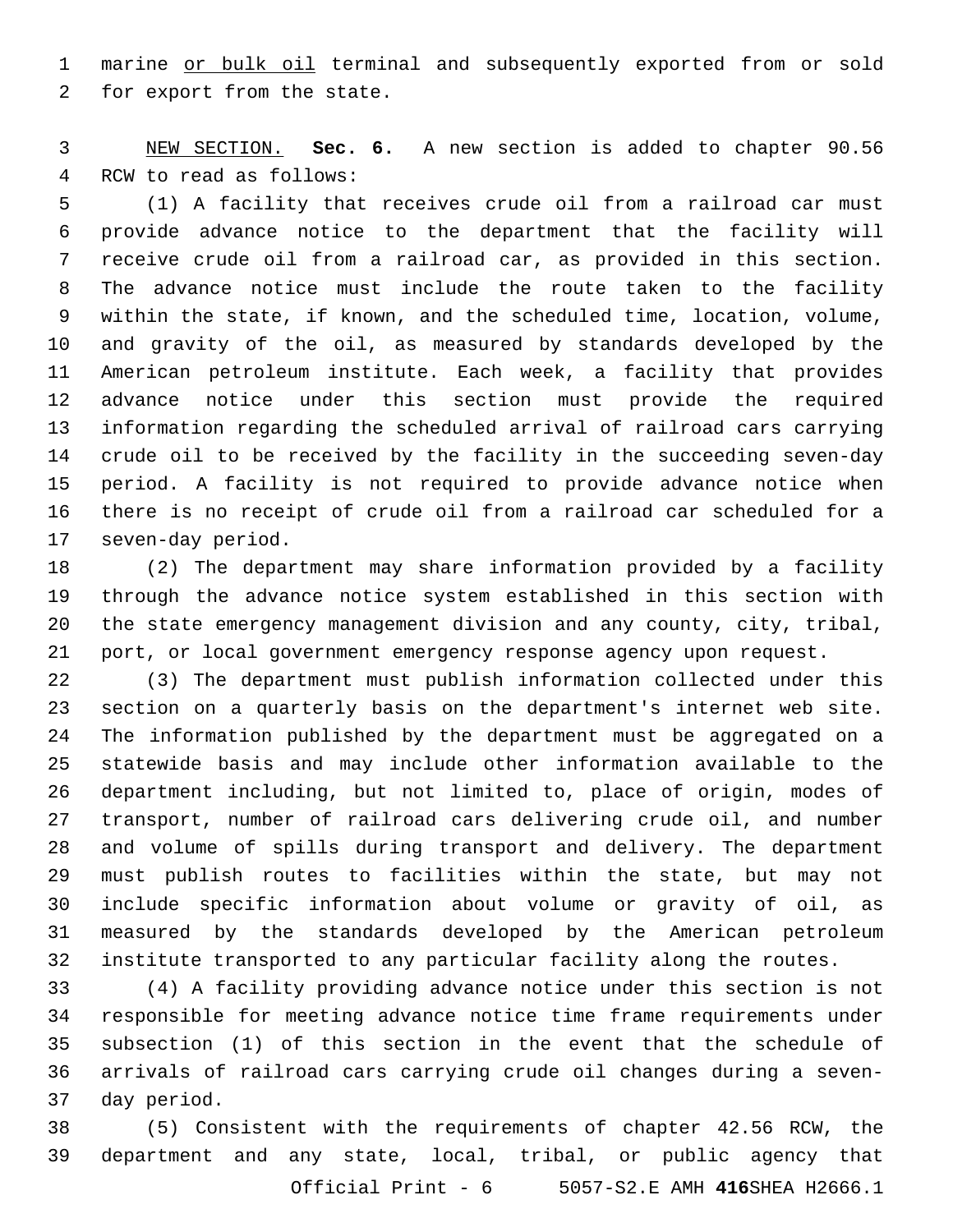marine <u>or bulk oil</u> terminal and subsequently exported from or sold for export from the state.

<u>NEW SECTION.</u> **Sec. 6.** A new section is added to chapter 90.56 RCW to read as follows:

(1) A facility that receives crude oil from a railroad car must provide advance notice to the department that the facility will receive crude oil from a railroad car, as provided in this section. The advance notice must include the route taken to the facility within the state, if known, and the scheduled time, location, volume, and gravity of the oil, as measured by standards developed by the American petroleum institute. Each week, a facility that provides advance notice under this section must provide the required information regarding the scheduled arrival of railroad cars carrying crude oil to be received by the facility in the succeeding seven-day period. A facility is not required to provide advance notice when there is no receipt of crude oil from a railroad car scheduled for a seven-day period.

(2) The department may share information provided by a facility through the advance notice system established in this section with the state emergency management division and any county, city, tribal, port, or local government emergency response agency upon request.

(3) The department must publish information collected under this section on a quarterly basis on the department's internet web site. The information published by the department must be aggregated on a statewide basis and may include other information available to the department including, but not limited to, place of origin, modes of transport, number of railroad cars delivering crude oil, and number and volume of spills during transport and delivery. The department must publish routes to facilities within the state, but may not include specific information about volume or gravity of oil, as measured by the standards developed by the American petroleum institute transported to any particular facility along the routes.

(4) A facility providing advance notice under this section is not responsible for meeting advance notice time frame requirements under subsection (1) of this section in the event that the schedule of arrivals of railroad cars carrying crude oil changes during a seven-day period.

(5) Consistent with the requirements of chapter 42.56 RCW, the department and any state, local, tribal, or public agency that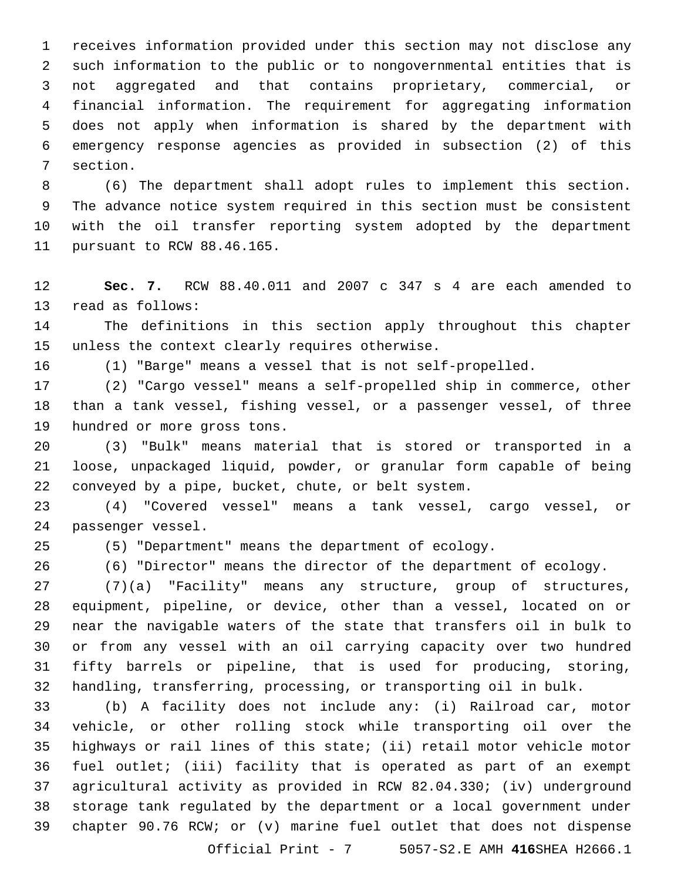receives information provided under this section may not disclose any such information to the public or to nongovernmental entities that is not aggregated and that contains proprietary, commercial, or financial information. The requirement for aggregating information does not apply when information is shared by the department with emergency response agencies as provided in subsection (2) of this section.

(6) The department shall adopt rules to implement this section. The advance notice system required in this section must be consistent with the oil transfer reporting system adopted by the department pursuant to RCW 88.46.165.

**Sec. 7.** RCW 88.40.011 and 2007 c 347 s 4 are each amended to read as follows:

The definitions in this section apply throughout this chapter unless the context clearly requires otherwise.

(1) "Barge" means a vessel that is not self-propelled.

(2) "Cargo vessel" means a self-propelled ship in commerce, other than a tank vessel, fishing vessel, or a passenger vessel, of three hundred or more gross tons.

(3) "Bulk" means material that is stored or transported in a loose, unpackaged liquid, powder, or granular form capable of being conveyed by a pipe, bucket, chute, or belt system.

(4) "Covered vessel" means a tank vessel, cargo vessel, or passenger vessel.

(5) "Department" means the department of ecology.

(6) "Director" means the director of the department of ecology.

(7)(a) "Facility" means any structure, group of structures, equipment, pipeline, or device, other than a vessel, located on or near the navigable waters of the state that transfers oil in bulk to or from any vessel with an oil carrying capacity over two hundred fifty barrels or pipeline, that is used for producing, storing, handling, transferring, processing, or transporting oil in bulk.

(b) A facility does not include any: (i) Railroad car, motor vehicle, or other rolling stock while transporting oil over the highways or rail lines of this state; (ii) retail motor vehicle motor fuel outlet; (iii) facility that is operated as part of an exempt agricultural activity as provided in RCW 82.04.330; (iv) underground storage tank regulated by the department or a local government under chapter 90.76 RCW; or (v) marine fuel outlet that does not dispense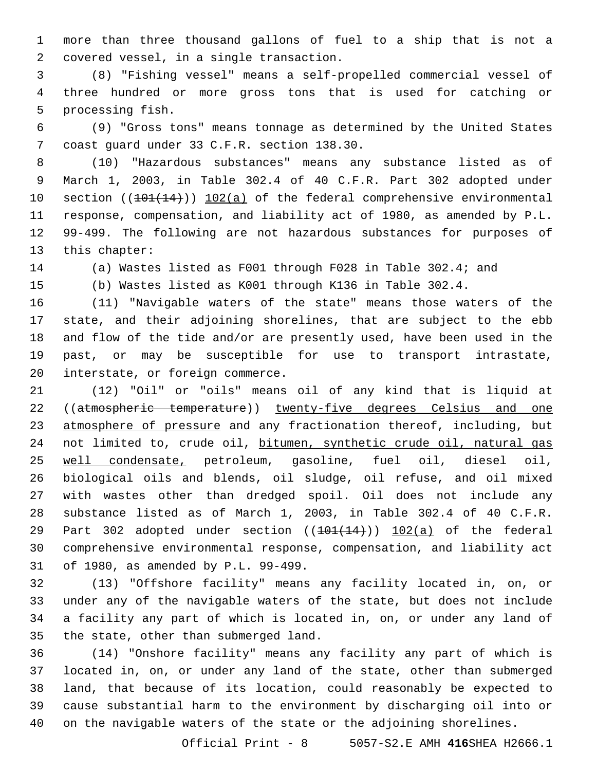more than three thousand gallons of fuel to a ship that is not a covered vessel, in a single transaction.

(8) "Fishing vessel" means a self-propelled commercial vessel of three hundred or more gross tons that is used for catching or processing fish.

(9) "Gross tons" means tonnage as determined by the United States coast guard under 33 C.F.R. section 138.30.

(10) "Hazardous substances" means any substance listed as of March 1, 2003, in Table 302.4 of 40 C.F.R. Part 302 adopted under section ((~~101(14)~~)) 102(a) of the federal comprehensive environmental response, compensation, and liability act of 1980, as amended by P.L. 99-499. The following are not hazardous substances for purposes of this chapter:

(a) Wastes listed as F001 through F028 in Table 302.4; and

(b) Wastes listed as K001 through K136 in Table 302.4.

(11) "Navigable waters of the state" means those waters of the state, and their adjoining shorelines, that are subject to the ebb and flow of the tide and/or are presently used, have been used in the past, or may be susceptible for use to transport intrastate, interstate, or foreign commerce.

(12) "Oil" or "oils" means oil of any kind that is liquid at ((~~atmospheric temperature~~)) twenty-five degrees Celsius and one atmosphere of pressure and any fractionation thereof, including, but not limited to, crude oil, bitumen, synthetic crude oil, natural gas well condensate, petroleum, gasoline, fuel oil, diesel oil, biological oils and blends, oil sludge, oil refuse, and oil mixed with wastes other than dredged spoil. Oil does not include any substance listed as of March 1, 2003, in Table 302.4 of 40 C.F.R. Part 302 adopted under section ((~~101(14)~~)) 102(a) of the federal comprehensive environmental response, compensation, and liability act of 1980, as amended by P.L. 99-499.

(13) "Offshore facility" means any facility located in, on, or under any of the navigable waters of the state, but does not include a facility any part of which is located in, on, or under any land of the state, other than submerged land.

(14) "Onshore facility" means any facility any part of which is located in, on, or under any land of the state, other than submerged land, that because of its location, could reasonably be expected to cause substantial harm to the environment by discharging oil into or on the navigable waters of the state or the adjoining shorelines.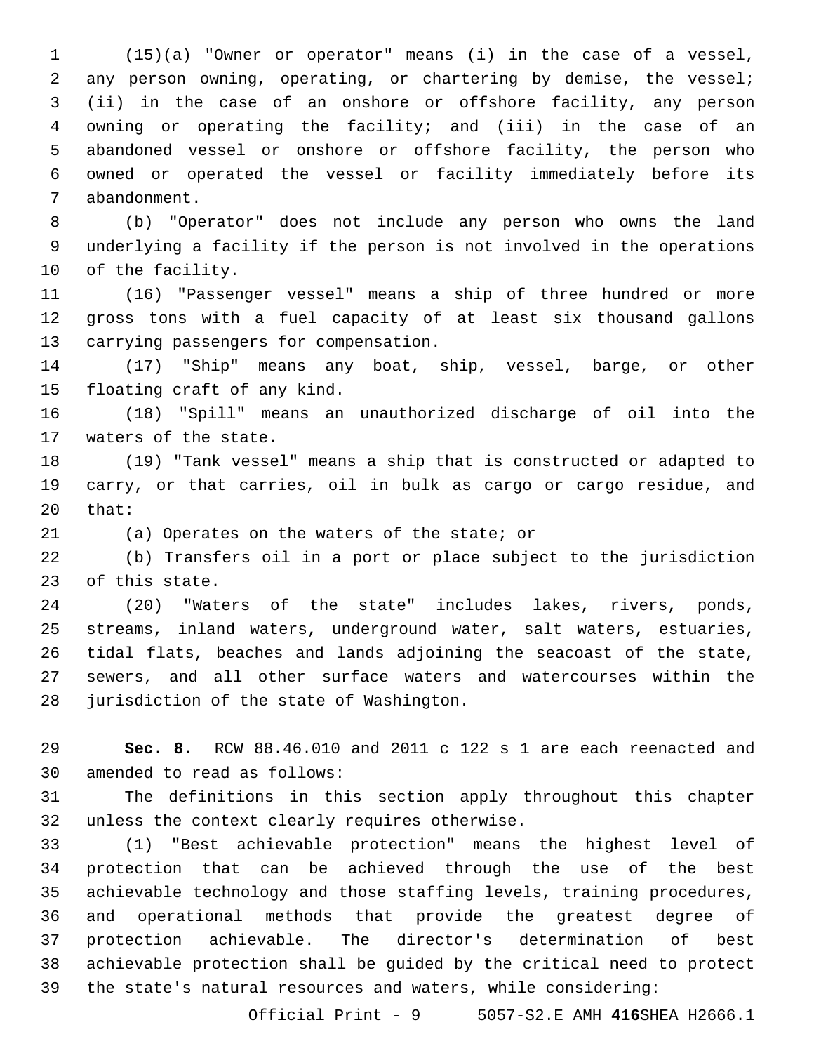(15)(a) "Owner or operator" means (i) in the case of a vessel, any person owning, operating, or chartering by demise, the vessel; (ii) in the case of an onshore or offshore facility, any person owning or operating the facility; and (iii) in the case of an abandoned vessel or onshore or offshore facility, the person who owned or operated the vessel or facility immediately before its abandonment.

(b) "Operator" does not include any person who owns the land underlying a facility if the person is not involved in the operations of the facility.

(16) "Passenger vessel" means a ship of three hundred or more gross tons with a fuel capacity of at least six thousand gallons carrying passengers for compensation.

(17) "Ship" means any boat, ship, vessel, barge, or other floating craft of any kind.

(18) "Spill" means an unauthorized discharge of oil into the waters of the state.

(19) "Tank vessel" means a ship that is constructed or adapted to carry, or that carries, oil in bulk as cargo or cargo residue, and that:

(a) Operates on the waters of the state; or

(b) Transfers oil in a port or place subject to the jurisdiction of this state.

(20) "Waters of the state" includes lakes, rivers, ponds, streams, inland waters, underground water, salt waters, estuaries, tidal flats, beaches and lands adjoining the seacoast of the state, sewers, and all other surface waters and watercourses within the jurisdiction of the state of Washington.

**Sec. 8.** RCW 88.46.010 and 2011 c 122 s 1 are each reenacted and amended to read as follows:

The definitions in this section apply throughout this chapter unless the context clearly requires otherwise.

(1) "Best achievable protection" means the highest level of protection that can be achieved through the use of the best achievable technology and those staffing levels, training procedures, and operational methods that provide the greatest degree of protection achievable. The director's determination of best achievable protection shall be guided by the critical need to protect the state's natural resources and waters, while considering: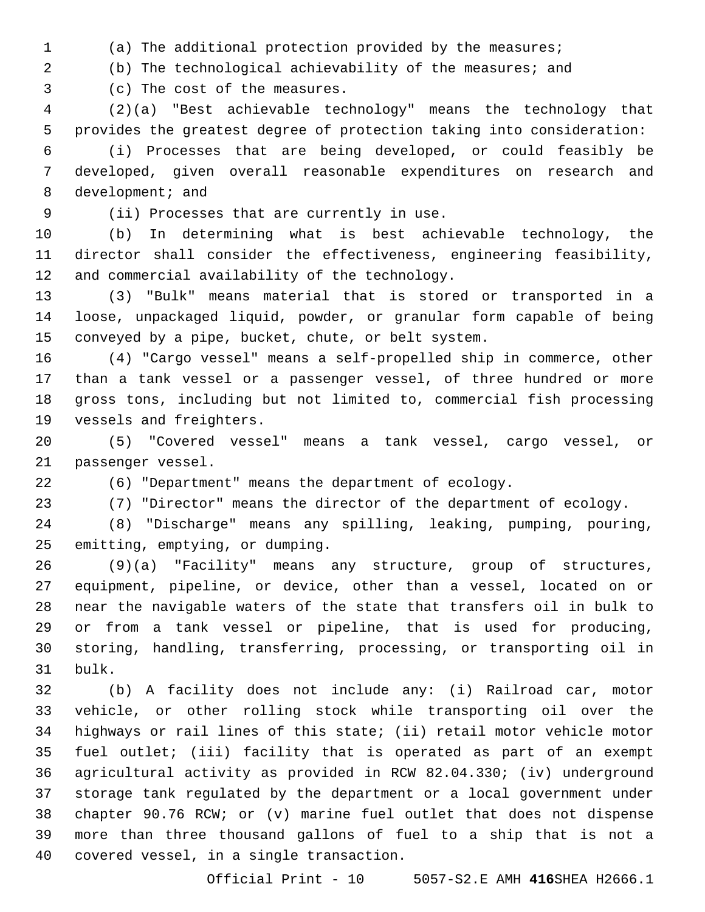(a) The additional protection provided by the measures;

(b) The technological achievability of the measures; and

(c) The cost of the measures.

(2)(a) "Best achievable technology" means the technology that provides the greatest degree of protection taking into consideration:

(i) Processes that are being developed, or could feasibly be developed, given overall reasonable expenditures on research and development; and

(ii) Processes that are currently in use.

(b) In determining what is best achievable technology, the director shall consider the effectiveness, engineering feasibility, and commercial availability of the technology.

(3) "Bulk" means material that is stored or transported in a loose, unpackaged liquid, powder, or granular form capable of being conveyed by a pipe, bucket, chute, or belt system.

(4) "Cargo vessel" means a self-propelled ship in commerce, other than a tank vessel or a passenger vessel, of three hundred or more gross tons, including but not limited to, commercial fish processing vessels and freighters.

(5) "Covered vessel" means a tank vessel, cargo vessel, or passenger vessel.

(6) "Department" means the department of ecology.

(7) "Director" means the director of the department of ecology.

(8) "Discharge" means any spilling, leaking, pumping, pouring, emitting, emptying, or dumping.

(9)(a) "Facility" means any structure, group of structures, equipment, pipeline, or device, other than a vessel, located on or near the navigable waters of the state that transfers oil in bulk to or from a tank vessel or pipeline, that is used for producing, storing, handling, transferring, processing, or transporting oil in bulk.

(b) A facility does not include any: (i) Railroad car, motor vehicle, or other rolling stock while transporting oil over the highways or rail lines of this state; (ii) retail motor vehicle motor fuel outlet; (iii) facility that is operated as part of an exempt agricultural activity as provided in RCW 82.04.330; (iv) underground storage tank regulated by the department or a local government under chapter 90.76 RCW; or (v) marine fuel outlet that does not dispense more than three thousand gallons of fuel to a ship that is not a covered vessel, in a single transaction.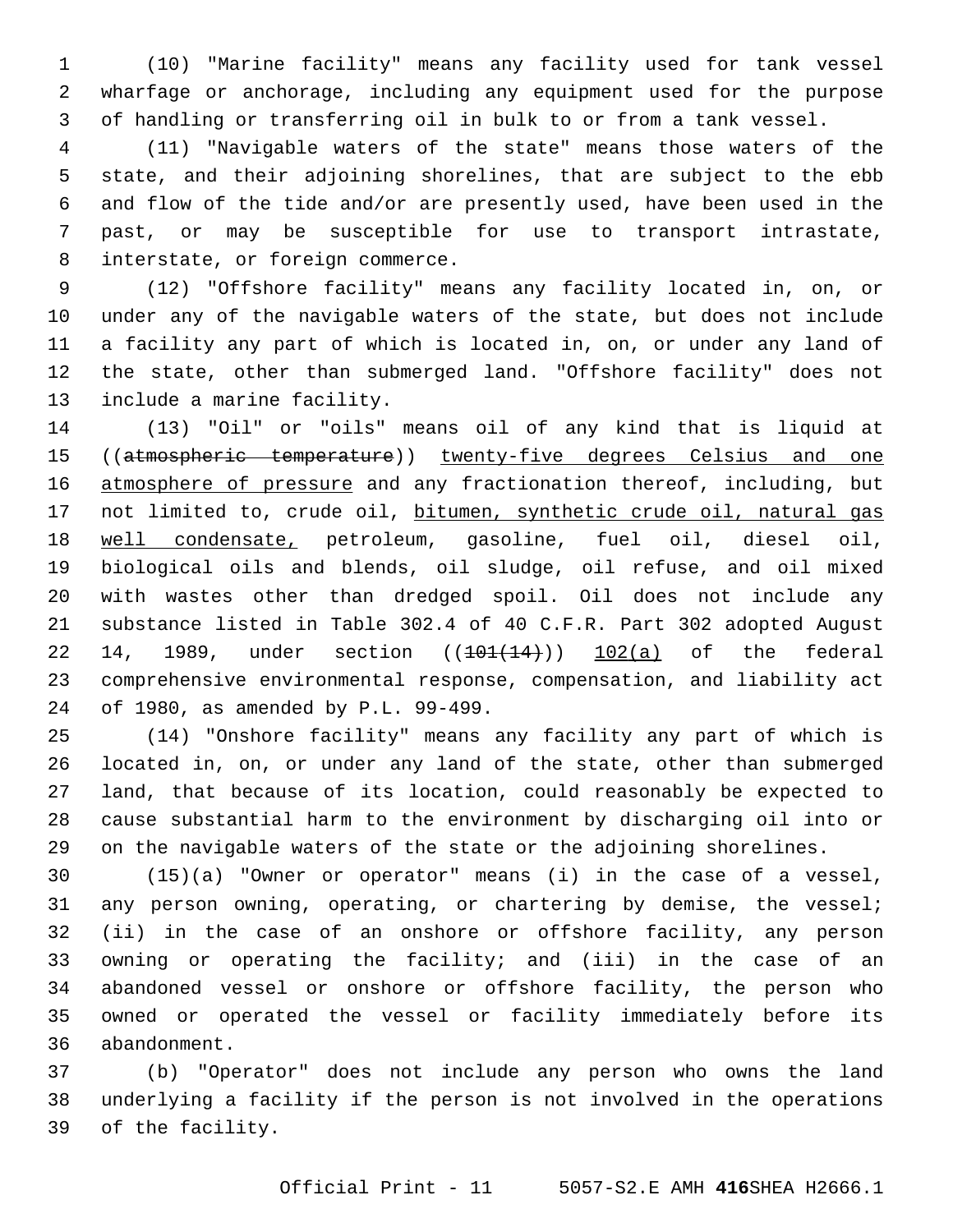(10) "Marine facility" means any facility used for tank vessel wharfage or anchorage, including any equipment used for the purpose of handling or transferring oil in bulk to or from a tank vessel.

(11) "Navigable waters of the state" means those waters of the state, and their adjoining shorelines, that are subject to the ebb and flow of the tide and/or are presently used, have been used in the past, or may be susceptible for use to transport intrastate, interstate, or foreign commerce.

(12) "Offshore facility" means any facility located in, on, or under any of the navigable waters of the state, but does not include a facility any part of which is located in, on, or under any land of the state, other than submerged land. "Offshore facility" does not include a marine facility.

(13) "Oil" or "oils" means oil of any kind that is liquid at ((~~atmospheric temperature~~)) <u>twenty-five degrees Celsius and one atmosphere of pressure</u> and any fractionation thereof, including, but not limited to, crude oil, <u>bitumen, synthetic crude oil, natural gas well condensate,</u> petroleum, gasoline, fuel oil, diesel oil, biological oils and blends, oil sludge, oil refuse, and oil mixed with wastes other than dredged spoil. Oil does not include any substance listed in Table 302.4 of 40 C.F.R. Part 302 adopted August 14, 1989, under section ((~~101(14)~~)) <u>102(a)</u> of the federal comprehensive environmental response, compensation, and liability act of 1980, as amended by P.L. 99-499.

(14) "Onshore facility" means any facility any part of which is located in, on, or under any land of the state, other than submerged land, that because of its location, could reasonably be expected to cause substantial harm to the environment by discharging oil into or on the navigable waters of the state or the adjoining shorelines.

(15)(a) "Owner or operator" means (i) in the case of a vessel, any person owning, operating, or chartering by demise, the vessel; (ii) in the case of an onshore or offshore facility, any person owning or operating the facility; and (iii) in the case of an abandoned vessel or onshore or offshore facility, the person who owned or operated the vessel or facility immediately before its abandonment.

(b) "Operator" does not include any person who owns the land underlying a facility if the person is not involved in the operations of the facility.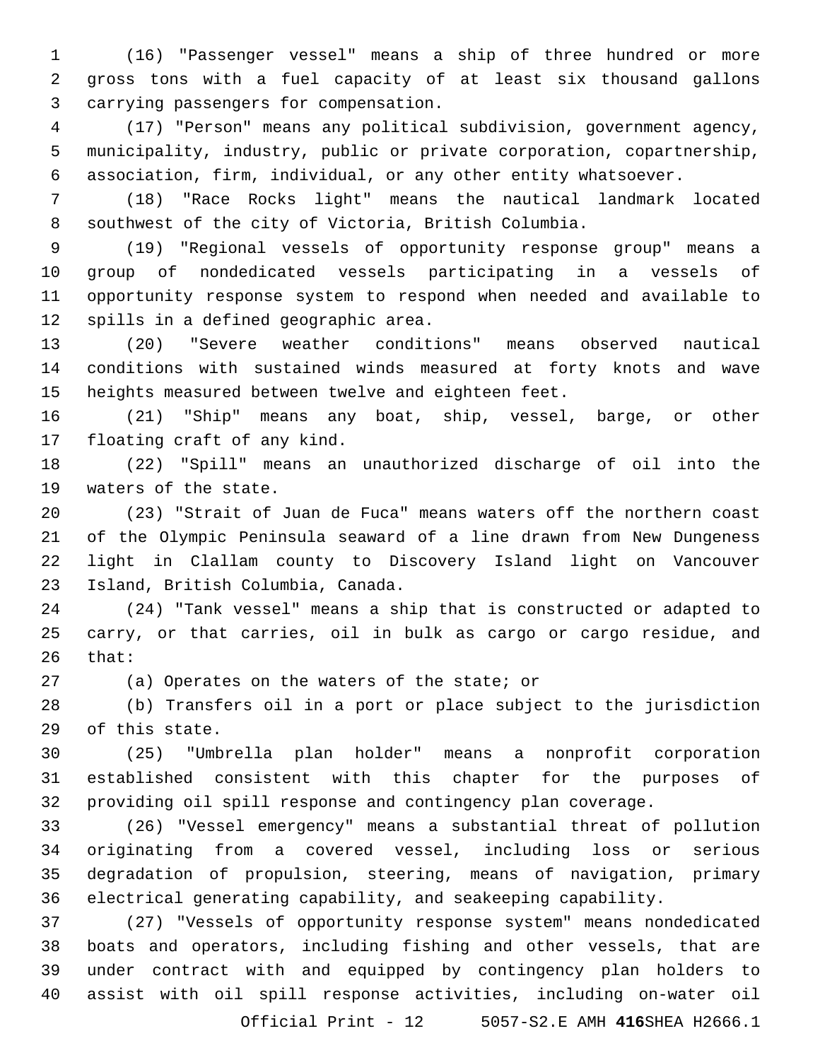(16) "Passenger vessel" means a ship of three hundred or more gross tons with a fuel capacity of at least six thousand gallons carrying passengers for compensation.

(17) "Person" means any political subdivision, government agency, municipality, industry, public or private corporation, copartnership, association, firm, individual, or any other entity whatsoever.

(18) "Race Rocks light" means the nautical landmark located southwest of the city of Victoria, British Columbia.

(19) "Regional vessels of opportunity response group" means a group of nondedicated vessels participating in a vessels of opportunity response system to respond when needed and available to spills in a defined geographic area.

(20) "Severe weather conditions" means observed nautical conditions with sustained winds measured at forty knots and wave heights measured between twelve and eighteen feet.

(21) "Ship" means any boat, ship, vessel, barge, or other floating craft of any kind.

(22) "Spill" means an unauthorized discharge of oil into the waters of the state.

(23) "Strait of Juan de Fuca" means waters off the northern coast of the Olympic Peninsula seaward of a line drawn from New Dungeness light in Clallam county to Discovery Island light on Vancouver Island, British Columbia, Canada.

(24) "Tank vessel" means a ship that is constructed or adapted to carry, or that carries, oil in bulk as cargo or cargo residue, and that:

(a) Operates on the waters of the state; or

(b) Transfers oil in a port or place subject to the jurisdiction of this state.

(25) "Umbrella plan holder" means a nonprofit corporation established consistent with this chapter for the purposes of providing oil spill response and contingency plan coverage.

(26) "Vessel emergency" means a substantial threat of pollution originating from a covered vessel, including loss or serious degradation of propulsion, steering, means of navigation, primary electrical generating capability, and seakeeping capability.

(27) "Vessels of opportunity response system" means nondedicated boats and operators, including fishing and other vessels, that are under contract with and equipped by contingency plan holders to assist with oil spill response activities, including on-water oil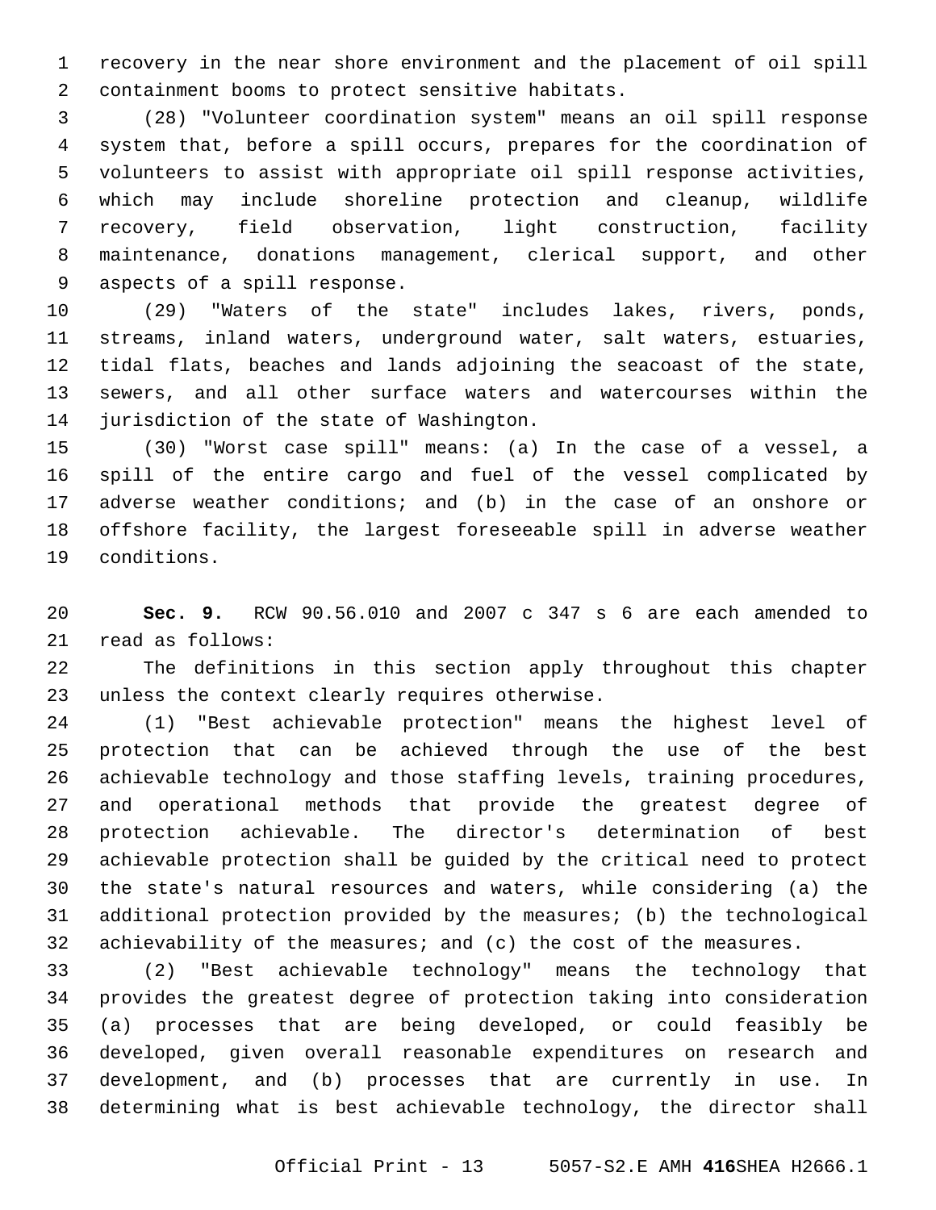recovery in the near shore environment and the placement of oil spill containment booms to protect sensitive habitats.

(28) "Volunteer coordination system" means an oil spill response system that, before a spill occurs, prepares for the coordination of volunteers to assist with appropriate oil spill response activities, which may include shoreline protection and cleanup, wildlife recovery, field observation, light construction, facility maintenance, donations management, clerical support, and other aspects of a spill response.

(29) "Waters of the state" includes lakes, rivers, ponds, streams, inland waters, underground water, salt waters, estuaries, tidal flats, beaches and lands adjoining the seacoast of the state, sewers, and all other surface waters and watercourses within the jurisdiction of the state of Washington.

(30) "Worst case spill" means: (a) In the case of a vessel, a spill of the entire cargo and fuel of the vessel complicated by adverse weather conditions; and (b) in the case of an onshore or offshore facility, the largest foreseeable spill in adverse weather conditions.

**Sec. 9.** RCW 90.56.010 and 2007 c 347 s 6 are each amended to read as follows:

The definitions in this section apply throughout this chapter unless the context clearly requires otherwise.

(1) "Best achievable protection" means the highest level of protection that can be achieved through the use of the best achievable technology and those staffing levels, training procedures, and operational methods that provide the greatest degree of protection achievable. The director's determination of best achievable protection shall be guided by the critical need to protect the state's natural resources and waters, while considering (a) the additional protection provided by the measures; (b) the technological achievability of the measures; and (c) the cost of the measures.

(2) "Best achievable technology" means the technology that provides the greatest degree of protection taking into consideration (a) processes that are being developed, or could feasibly be developed, given overall reasonable expenditures on research and development, and (b) processes that are currently in use. In determining what is best achievable technology, the director shall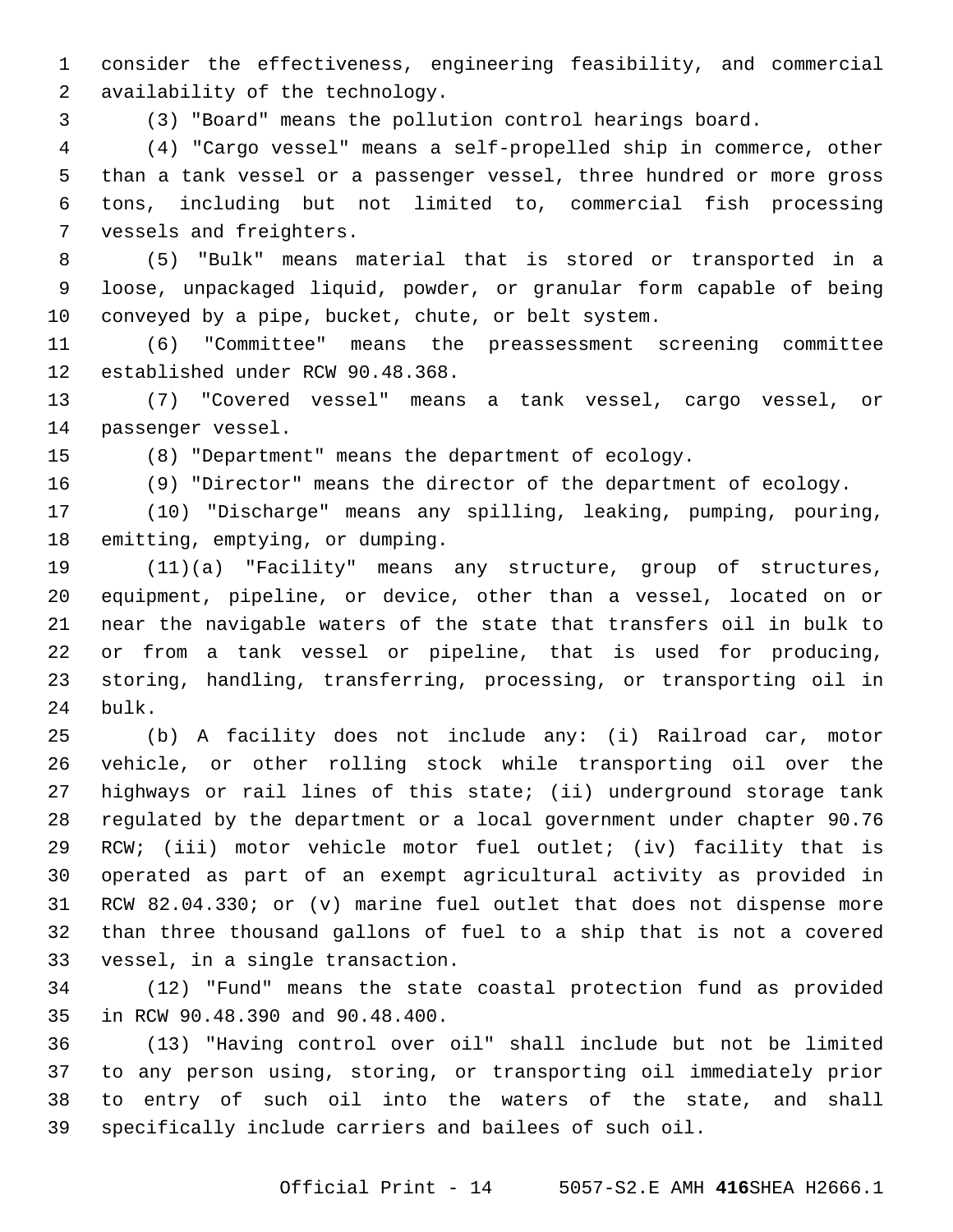consider the effectiveness, engineering feasibility, and commercial availability of the technology.

(3) "Board" means the pollution control hearings board.

(4) "Cargo vessel" means a self-propelled ship in commerce, other than a tank vessel or a passenger vessel, three hundred or more gross tons, including but not limited to, commercial fish processing vessels and freighters.

(5) "Bulk" means material that is stored or transported in a loose, unpackaged liquid, powder, or granular form capable of being conveyed by a pipe, bucket, chute, or belt system.

(6) "Committee" means the preassessment screening committee established under RCW 90.48.368.

(7) "Covered vessel" means a tank vessel, cargo vessel, or passenger vessel.

(8) "Department" means the department of ecology.

(9) "Director" means the director of the department of ecology.

(10) "Discharge" means any spilling, leaking, pumping, pouring, emitting, emptying, or dumping.

(11)(a) "Facility" means any structure, group of structures, equipment, pipeline, or device, other than a vessel, located on or near the navigable waters of the state that transfers oil in bulk to or from a tank vessel or pipeline, that is used for producing, storing, handling, transferring, processing, or transporting oil in bulk.

(b) A facility does not include any: (i) Railroad car, motor vehicle, or other rolling stock while transporting oil over the highways or rail lines of this state; (ii) underground storage tank regulated by the department or a local government under chapter 90.76 RCW; (iii) motor vehicle motor fuel outlet; (iv) facility that is operated as part of an exempt agricultural activity as provided in RCW 82.04.330; or (v) marine fuel outlet that does not dispense more than three thousand gallons of fuel to a ship that is not a covered vessel, in a single transaction.

(12) "Fund" means the state coastal protection fund as provided in RCW 90.48.390 and 90.48.400.

(13) "Having control over oil" shall include but not be limited to any person using, storing, or transporting oil immediately prior to entry of such oil into the waters of the state, and shall specifically include carriers and bailees of such oil.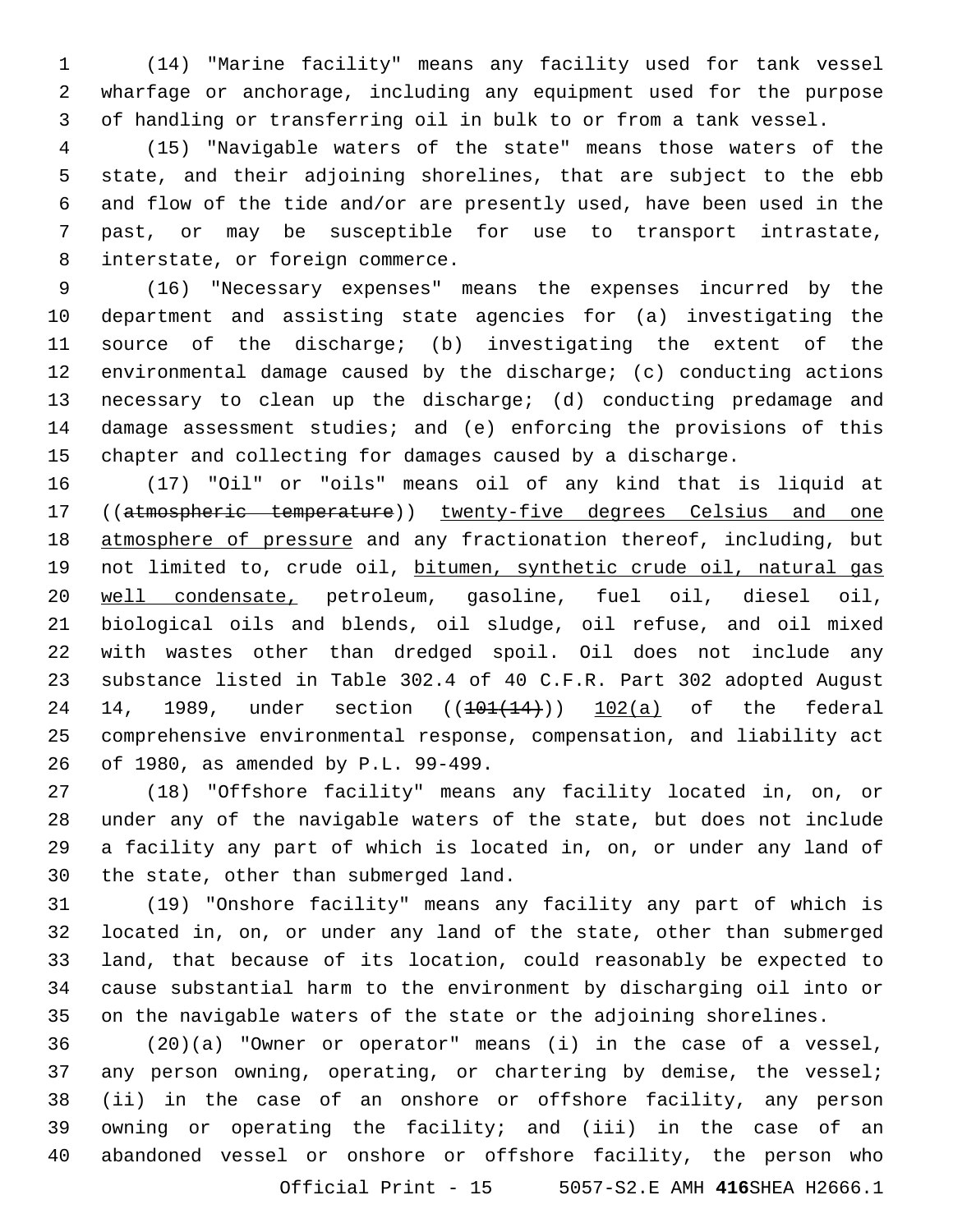(14) "Marine facility" means any facility used for tank vessel wharfage or anchorage, including any equipment used for the purpose of handling or transferring oil in bulk to or from a tank vessel.

(15) "Navigable waters of the state" means those waters of the state, and their adjoining shorelines, that are subject to the ebb and flow of the tide and/or are presently used, have been used in the past, or may be susceptible for use to transport intrastate, interstate, or foreign commerce.

(16) "Necessary expenses" means the expenses incurred by the department and assisting state agencies for (a) investigating the source of the discharge; (b) investigating the extent of the environmental damage caused by the discharge; (c) conducting actions necessary to clean up the discharge; (d) conducting predamage and damage assessment studies; and (e) enforcing the provisions of this chapter and collecting for damages caused by a discharge.

(17) "Oil" or "oils" means oil of any kind that is liquid at ((~~atmospheric temperature~~)) twenty-five degrees Celsius and one atmosphere of pressure and any fractionation thereof, including, but not limited to, crude oil, bitumen, synthetic crude oil, natural gas well condensate, petroleum, gasoline, fuel oil, diesel oil, biological oils and blends, oil sludge, oil refuse, and oil mixed with wastes other than dredged spoil. Oil does not include any substance listed in Table 302.4 of 40 C.F.R. Part 302 adopted August 14, 1989, under section ((~~101(14)~~)) 102(a) of the federal comprehensive environmental response, compensation, and liability act of 1980, as amended by P.L. 99-499.

(18) "Offshore facility" means any facility located in, on, or under any of the navigable waters of the state, but does not include a facility any part of which is located in, on, or under any land of the state, other than submerged land.

(19) "Onshore facility" means any facility any part of which is located in, on, or under any land of the state, other than submerged land, that because of its location, could reasonably be expected to cause substantial harm to the environment by discharging oil into or on the navigable waters of the state or the adjoining shorelines.

(20)(a) "Owner or operator" means (i) in the case of a vessel, any person owning, operating, or chartering by demise, the vessel; (ii) in the case of an onshore or offshore facility, any person owning or operating the facility; and (iii) in the case of an abandoned vessel or onshore or offshore facility, the person who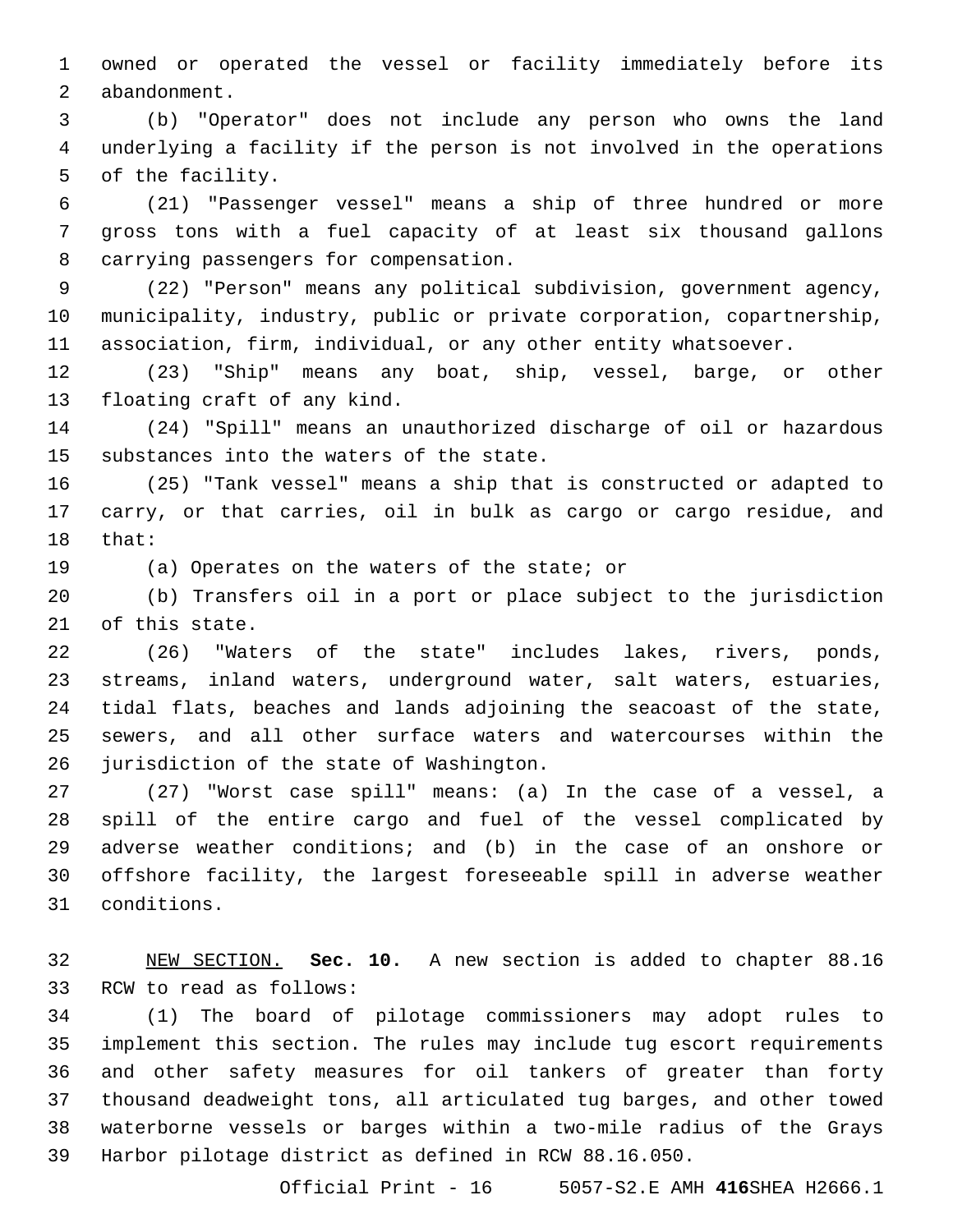owned or operated the vessel or facility immediately before its abandonment.

(b) "Operator" does not include any person who owns the land underlying a facility if the person is not involved in the operations of the facility.

(21) "Passenger vessel" means a ship of three hundred or more gross tons with a fuel capacity of at least six thousand gallons carrying passengers for compensation.

(22) "Person" means any political subdivision, government agency, municipality, industry, public or private corporation, copartnership, association, firm, individual, or any other entity whatsoever.

(23) "Ship" means any boat, ship, vessel, barge, or other floating craft of any kind.

(24) "Spill" means an unauthorized discharge of oil or hazardous substances into the waters of the state.

(25) "Tank vessel" means a ship that is constructed or adapted to carry, or that carries, oil in bulk as cargo or cargo residue, and that:

(a) Operates on the waters of the state; or

(b) Transfers oil in a port or place subject to the jurisdiction of this state.

(26) "Waters of the state" includes lakes, rivers, ponds, streams, inland waters, underground water, salt waters, estuaries, tidal flats, beaches and lands adjoining the seacoast of the state, sewers, and all other surface waters and watercourses within the jurisdiction of the state of Washington.

(27) "Worst case spill" means: (a) In the case of a vessel, a spill of the entire cargo and fuel of the vessel complicated by adverse weather conditions; and (b) in the case of an onshore or offshore facility, the largest foreseeable spill in adverse weather conditions.

NEW SECTION. **Sec. 10.** A new section is added to chapter 88.16 RCW to read as follows:

(1) The board of pilotage commissioners may adopt rules to implement this section. The rules may include tug escort requirements and other safety measures for oil tankers of greater than forty thousand deadweight tons, all articulated tug barges, and other towed waterborne vessels or barges within a two-mile radius of the Grays Harbor pilotage district as defined in RCW 88.16.050.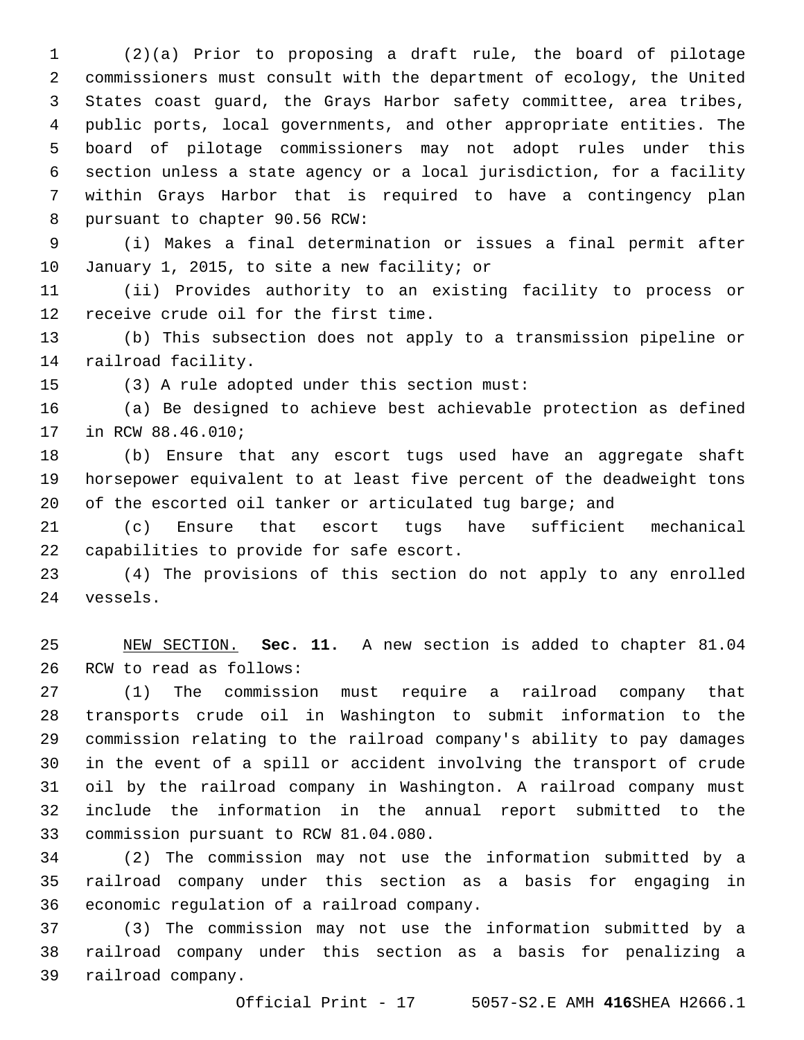(2)(a) Prior to proposing a draft rule, the board of pilotage commissioners must consult with the department of ecology, the United States coast guard, the Grays Harbor safety committee, area tribes, public ports, local governments, and other appropriate entities. The board of pilotage commissioners may not adopt rules under this section unless a state agency or a local jurisdiction, for a facility within Grays Harbor that is required to have a contingency plan pursuant to chapter 90.56 RCW:

(i) Makes a final determination or issues a final permit after January 1, 2015, to site a new facility; or

(ii) Provides authority to an existing facility to process or receive crude oil for the first time.

(b) This subsection does not apply to a transmission pipeline or railroad facility.

(3) A rule adopted under this section must:

(a) Be designed to achieve best achievable protection as defined in RCW 88.46.010;

(b) Ensure that any escort tugs used have an aggregate shaft horsepower equivalent to at least five percent of the deadweight tons of the escorted oil tanker or articulated tug barge; and

(c) Ensure that escort tugs have sufficient mechanical capabilities to provide for safe escort.

(4) The provisions of this section do not apply to any enrolled vessels.

NEW SECTION. **Sec. 11.** A new section is added to chapter 81.04 RCW to read as follows:

(1) The commission must require a railroad company that transports crude oil in Washington to submit information to the commission relating to the railroad company's ability to pay damages in the event of a spill or accident involving the transport of crude oil by the railroad company in Washington. A railroad company must include the information in the annual report submitted to the commission pursuant to RCW 81.04.080.

(2) The commission may not use the information submitted by a railroad company under this section as a basis for engaging in economic regulation of a railroad company.

(3) The commission may not use the information submitted by a railroad company under this section as a basis for penalizing a railroad company.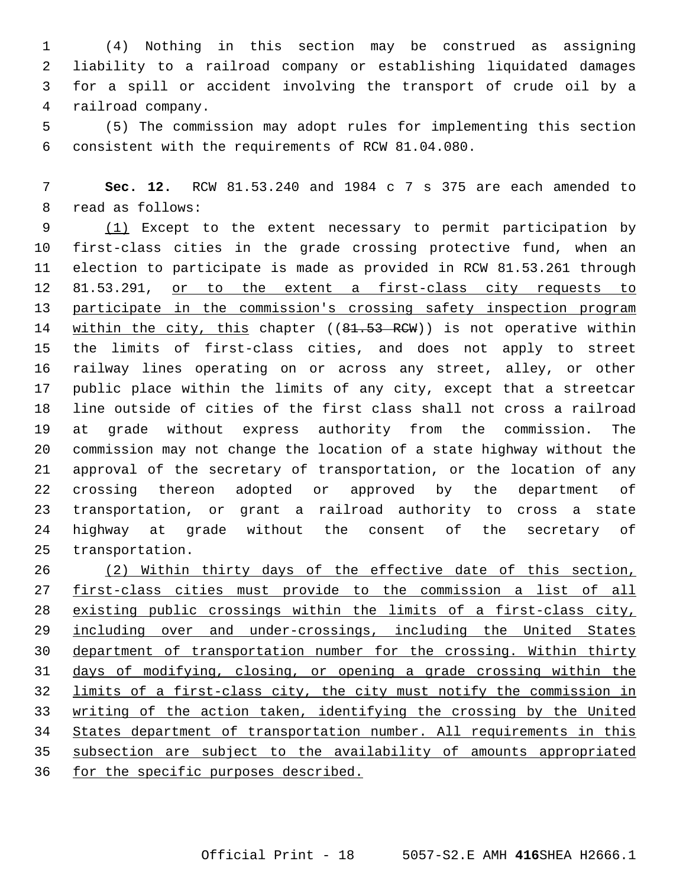(4) Nothing in this section may be construed as assigning liability to a railroad company or establishing liquidated damages for a spill or accident involving the transport of crude oil by a railroad company.

(5) The commission may adopt rules for implementing this section consistent with the requirements of RCW 81.04.080.

**Sec. 12.** RCW 81.53.240 and 1984 c 7 s 375 are each amended to read as follows:

<u>(1)</u> Except to the extent necessary to permit participation by first-class cities in the grade crossing protective fund, when an election to participate is made as provided in RCW 81.53.261 through 81.53.291, <u>or to the extent a first-class city requests to participate in the commission's crossing safety inspection program within the city, this</u> chapter ((~~81.53 RCW~~)) is not operative within the limits of first-class cities, and does not apply to street railway lines operating on or across any street, alley, or other public place within the limits of any city, except that a streetcar line outside of cities of the first class shall not cross a railroad at grade without express authority from the commission. The commission may not change the location of a state highway without the approval of the secretary of transportation, or the location of any crossing thereon adopted or approved by the department of transportation, or grant a railroad authority to cross a state highway at grade without the consent of the secretary of transportation.

<u>(2) Within thirty days of the effective date of this section, first-class cities must provide to the commission a list of all existing public crossings within the limits of a first-class city, including over and under-crossings, including the United States department of transportation number for the crossing. Within thirty days of modifying, closing, or opening a grade crossing within the limits of a first-class city, the city must notify the commission in writing of the action taken, identifying the crossing by the United States department of transportation number. All requirements in this subsection are subject to the availability of amounts appropriated for the specific purposes described.</u>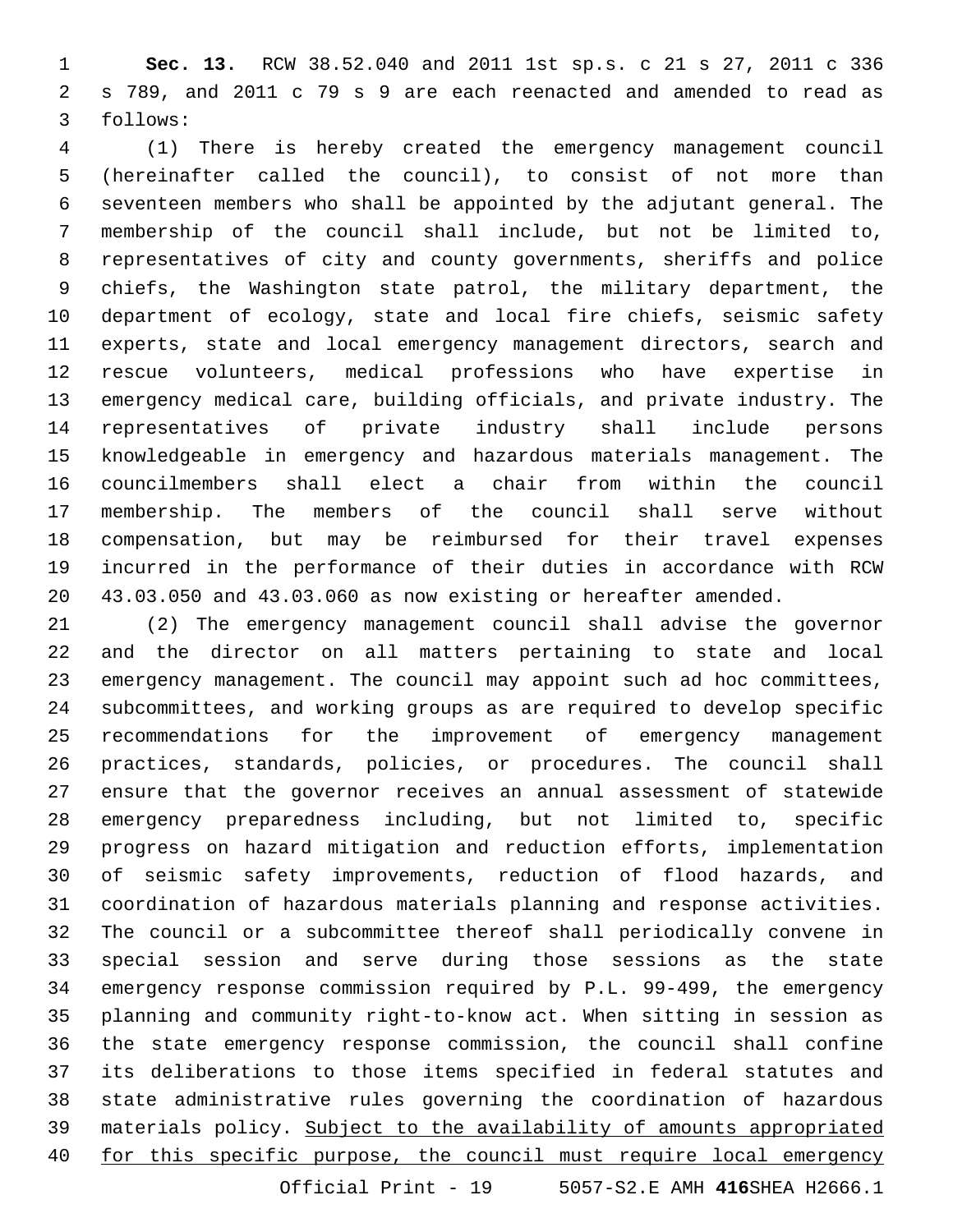**Sec. 13.** RCW 38.52.040 and 2011 1st sp.s. c 21 s 27, 2011 c 336 s 789, and 2011 c 79 s 9 are each reenacted and amended to read as follows:

(1) There is hereby created the emergency management council (hereinafter called the council), to consist of not more than seventeen members who shall be appointed by the adjutant general. The membership of the council shall include, but not be limited to, representatives of city and county governments, sheriffs and police chiefs, the Washington state patrol, the military department, the department of ecology, state and local fire chiefs, seismic safety experts, state and local emergency management directors, search and rescue volunteers, medical professions who have expertise in emergency medical care, building officials, and private industry. The representatives of private industry shall include persons knowledgeable in emergency and hazardous materials management. The councilmembers shall elect a chair from within the council membership. The members of the council shall serve without compensation, but may be reimbursed for their travel expenses incurred in the performance of their duties in accordance with RCW 43.03.050 and 43.03.060 as now existing or hereafter amended.

(2) The emergency management council shall advise the governor and the director on all matters pertaining to state and local emergency management. The council may appoint such ad hoc committees, subcommittees, and working groups as are required to develop specific recommendations for the improvement of emergency management practices, standards, policies, or procedures. The council shall ensure that the governor receives an annual assessment of statewide emergency preparedness including, but not limited to, specific progress on hazard mitigation and reduction efforts, implementation of seismic safety improvements, reduction of flood hazards, and coordination of hazardous materials planning and response activities. The council or a subcommittee thereof shall periodically convene in special session and serve during those sessions as the state emergency response commission required by P.L. 99-499, the emergency planning and community right-to-know act. When sitting in session as the state emergency response commission, the council shall confine its deliberations to those items specified in federal statutes and state administrative rules governing the coordination of hazardous materials policy. <u>Subject to the availability of amounts appropriated for this specific purpose, the council must require local emergency</u>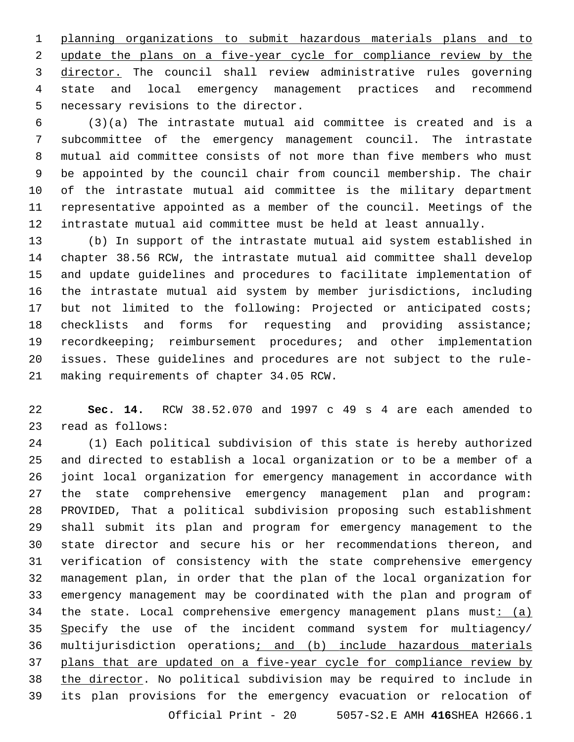planning organizations to submit hazardous materials plans and to update the plans on a five-year cycle for compliance review by the director. The council shall review administrative rules governing state and local emergency management practices and recommend necessary revisions to the director.

(3)(a) The intrastate mutual aid committee is created and is a subcommittee of the emergency management council. The intrastate mutual aid committee consists of not more than five members who must be appointed by the council chair from council membership. The chair of the intrastate mutual aid committee is the military department representative appointed as a member of the council. Meetings of the intrastate mutual aid committee must be held at least annually.

(b) In support of the intrastate mutual aid system established in chapter 38.56 RCW, the intrastate mutual aid committee shall develop and update guidelines and procedures to facilitate implementation of the intrastate mutual aid system by member jurisdictions, including but not limited to the following: Projected or anticipated costs; checklists and forms for requesting and providing assistance; recordkeeping; reimbursement procedures; and other implementation issues. These guidelines and procedures are not subject to the rule-making requirements of chapter 34.05 RCW.

**Sec. 14.** RCW 38.52.070 and 1997 c 49 s 4 are each amended to read as follows:

(1) Each political subdivision of this state is hereby authorized and directed to establish a local organization or to be a member of a joint local organization for emergency management in accordance with the state comprehensive emergency management plan and program: PROVIDED, That a political subdivision proposing such establishment shall submit its plan and program for emergency management to the state director and secure his or her recommendations thereon, and verification of consistency with the state comprehensive emergency management plan, in order that the plan of the local organization for emergency management may be coordinated with the plan and program of the state. Local comprehensive emergency management plans must: (a) Specify the use of the incident command system for multiagency/multijurisdiction operations; and (b) include hazardous materials plans that are updated on a five-year cycle for compliance review by the director. No political subdivision may be required to include in its plan provisions for the emergency evacuation or relocation of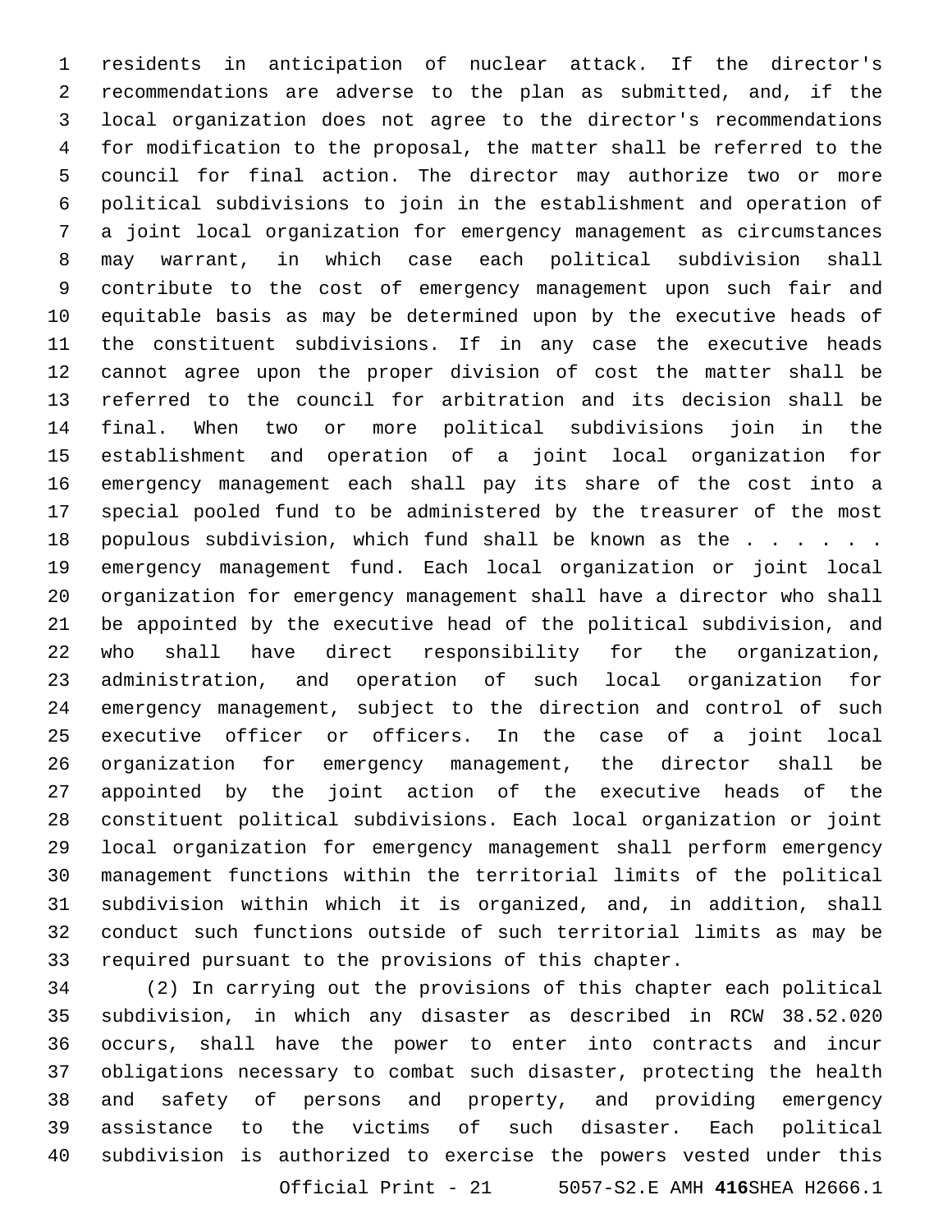residents in anticipation of nuclear attack. If the director's recommendations are adverse to the plan as submitted, and, if the local organization does not agree to the director's recommendations for modification to the proposal, the matter shall be referred to the council for final action. The director may authorize two or more political subdivisions to join in the establishment and operation of a joint local organization for emergency management as circumstances may warrant, in which case each political subdivision shall contribute to the cost of emergency management upon such fair and equitable basis as may be determined upon by the executive heads of the constituent subdivisions. If in any case the executive heads cannot agree upon the proper division of cost the matter shall be referred to the council for arbitration and its decision shall be final. When two or more political subdivisions join in the establishment and operation of a joint local organization for emergency management each shall pay its share of the cost into a special pooled fund to be administered by the treasurer of the most populous subdivision, which fund shall be known as the . . . . . . emergency management fund. Each local organization or joint local organization for emergency management shall have a director who shall be appointed by the executive head of the political subdivision, and who shall have direct responsibility for the organization, administration, and operation of such local organization for emergency management, subject to the direction and control of such executive officer or officers. In the case of a joint local organization for emergency management, the director shall be appointed by the joint action of the executive heads of the constituent political subdivisions. Each local organization or joint local organization for emergency management shall perform emergency management functions within the territorial limits of the political subdivision within which it is organized, and, in addition, shall conduct such functions outside of such territorial limits as may be required pursuant to the provisions of this chapter.

(2) In carrying out the provisions of this chapter each political subdivision, in which any disaster as described in RCW 38.52.020 occurs, shall have the power to enter into contracts and incur obligations necessary to combat such disaster, protecting the health and safety of persons and property, and providing emergency assistance to the victims of such disaster. Each political subdivision is authorized to exercise the powers vested under this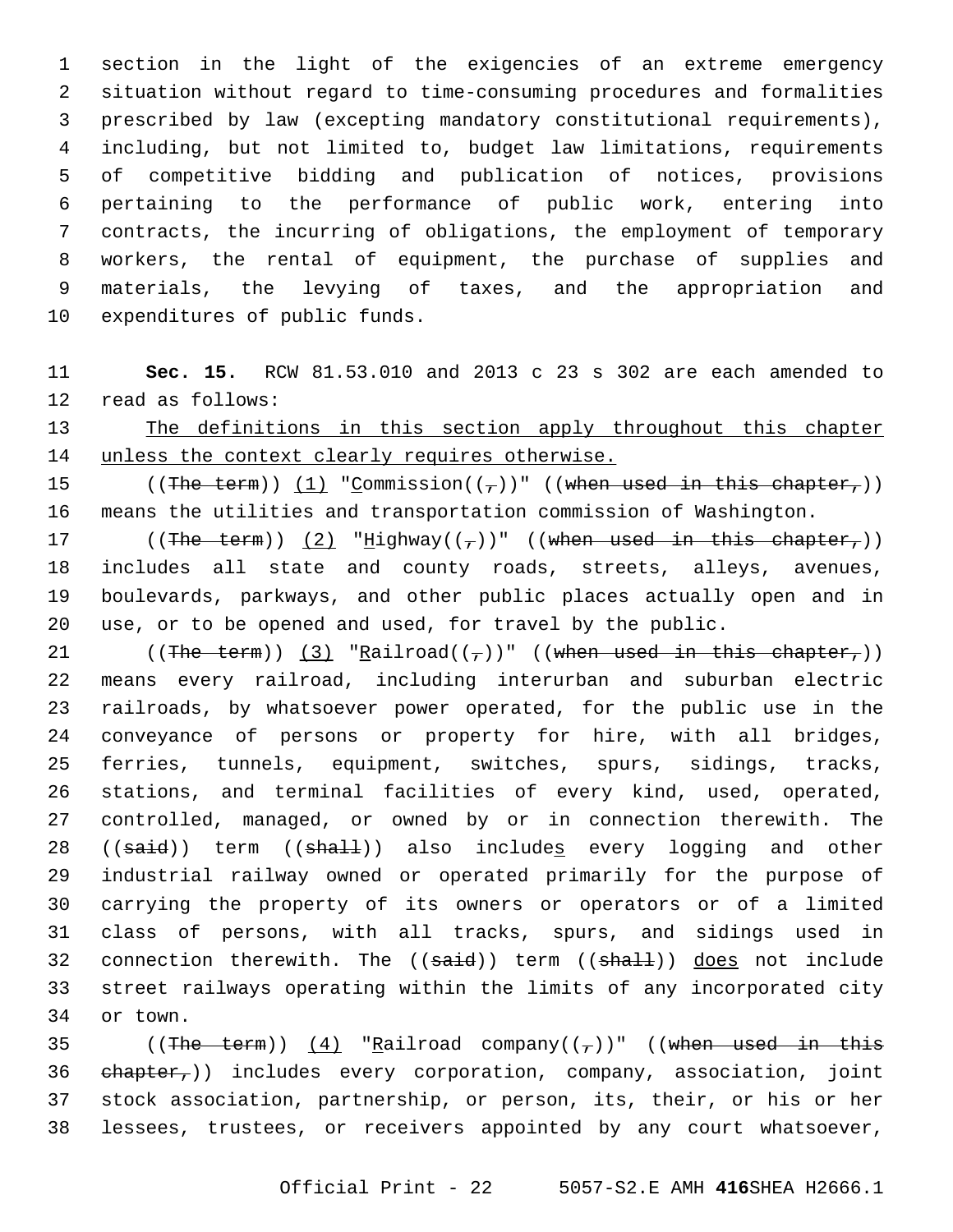section in the light of the exigencies of an extreme emergency situation without regard to time-consuming procedures and formalities prescribed by law (excepting mandatory constitutional requirements), including, but not limited to, budget law limitations, requirements of competitive bidding and publication of notices, provisions pertaining to the performance of public work, entering into contracts, the incurring of obligations, the employment of temporary workers, the rental of equipment, the purchase of supplies and materials, the levying of taxes, and the appropriation and expenditures of public funds.

**Sec. 15.** RCW 81.53.010 and 2013 c 23 s 302 are each amended to read as follows:

The definitions in this section apply throughout this chapter unless the context clearly requires otherwise.

((~~The term~~)) (1) "Commission((~~,~~))" ((~~when used in this chapter,~~)) means the utilities and transportation commission of Washington.

((~~The term~~)) (2) "Highway((~~,~~))" ((~~when used in this chapter,~~)) includes all state and county roads, streets, alleys, avenues, boulevards, parkways, and other public places actually open and in use, or to be opened and used, for travel by the public.

((~~The term~~)) (3) "Railroad((~~,~~))" ((~~when used in this chapter,~~)) means every railroad, including interurban and suburban electric railroads, by whatsoever power operated, for the public use in the conveyance of persons or property for hire, with all bridges, ferries, tunnels, equipment, switches, spurs, sidings, tracks, stations, and terminal facilities of every kind, used, operated, controlled, managed, or owned by or in connection therewith. The ((~~said~~)) term ((~~shall~~)) also includes every logging and other industrial railway owned or operated primarily for the purpose of carrying the property of its owners or operators or of a limited class of persons, with all tracks, spurs, and sidings used in connection therewith. The ((~~said~~)) term ((~~shall~~)) does not include street railways operating within the limits of any incorporated city or town.

((~~The term~~)) (4) "Railroad company((~~,~~))" ((~~when used in this chapter,~~)) includes every corporation, company, association, joint stock association, partnership, or person, its, their, or his or her lessees, trustees, or receivers appointed by any court whatsoever,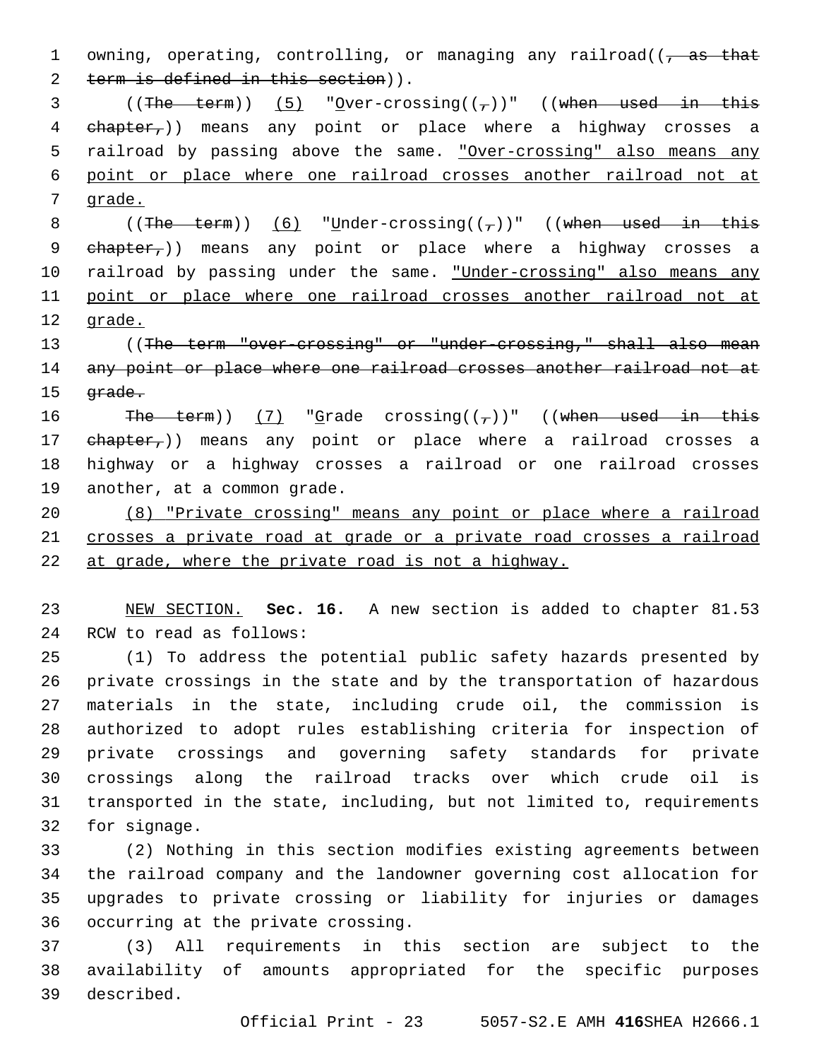owning, operating, controlling, or managing any railroad((, as that term is defined in this section)).

((The term)) (5) "Over-crossing((,))" ((when used in this chapter,)) means any point or place where a highway crosses a railroad by passing above the same. "Over-crossing" also means any point or place where one railroad crosses another railroad not at grade.

((The term)) (6) "Under-crossing((,))" ((when used in this chapter,)) means any point or place where a highway crosses a railroad by passing under the same. "Under-crossing" also means any point or place where one railroad crosses another railroad not at grade.

((The term "over-crossing" or "under-crossing," shall also mean any point or place where one railroad crosses another railroad not at grade.

The term)) (7) "Grade crossing((,))" ((when used in this chapter,)) means any point or place where a railroad crosses a highway or a highway crosses a railroad or one railroad crosses another, at a common grade.

(8) "Private crossing" means any point or place where a railroad crosses a private road at grade or a private road crosses a railroad at grade, where the private road is not a highway.

NEW SECTION. **Sec. 16.** A new section is added to chapter 81.53 RCW to read as follows:

(1) To address the potential public safety hazards presented by private crossings in the state and by the transportation of hazardous materials in the state, including crude oil, the commission is authorized to adopt rules establishing criteria for inspection of private crossings and governing safety standards for private crossings along the railroad tracks over which crude oil is transported in the state, including, but not limited to, requirements for signage.

(2) Nothing in this section modifies existing agreements between the railroad company and the landowner governing cost allocation for upgrades to private crossing or liability for injuries or damages occurring at the private crossing.

(3) All requirements in this section are subject to the availability of amounts appropriated for the specific purposes described.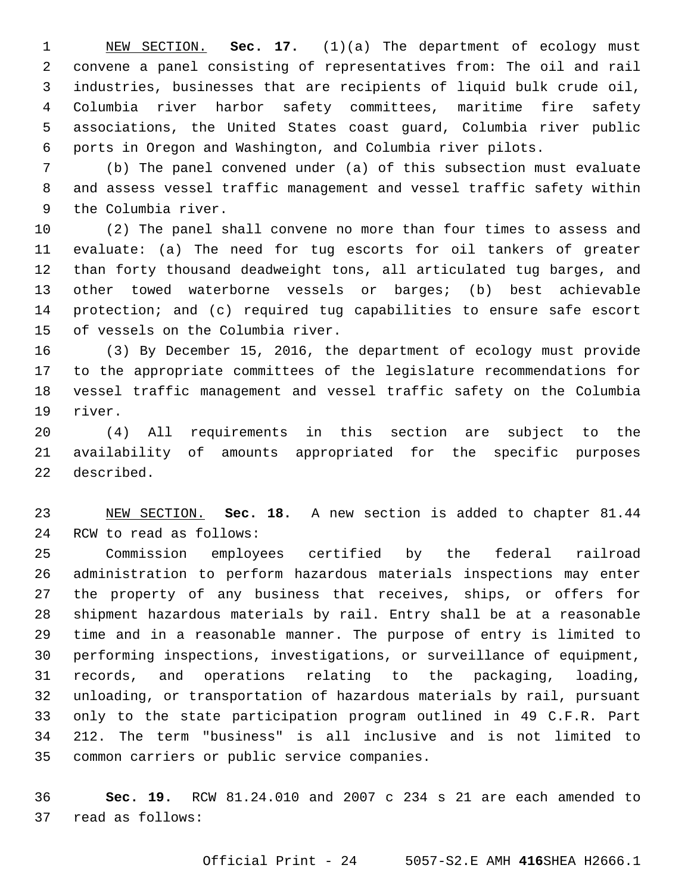NEW SECTION. **Sec. 17.** (1)(a) The department of ecology must convene a panel consisting of representatives from: The oil and rail industries, businesses that are recipients of liquid bulk crude oil, Columbia river harbor safety committees, maritime fire safety associations, the United States coast guard, Columbia river public ports in Oregon and Washington, and Columbia river pilots.

(b) The panel convened under (a) of this subsection must evaluate and assess vessel traffic management and vessel traffic safety within the Columbia river.

(2) The panel shall convene no more than four times to assess and evaluate: (a) The need for tug escorts for oil tankers of greater than forty thousand deadweight tons, all articulated tug barges, and other towed waterborne vessels or barges; (b) best achievable protection; and (c) required tug capabilities to ensure safe escort of vessels on the Columbia river.

(3) By December 15, 2016, the department of ecology must provide to the appropriate committees of the legislature recommendations for vessel traffic management and vessel traffic safety on the Columbia river.

(4) All requirements in this section are subject to the availability of amounts appropriated for the specific purposes described.

NEW SECTION. **Sec. 18.** A new section is added to chapter 81.44 RCW to read as follows:

Commission employees certified by the federal railroad administration to perform hazardous materials inspections may enter the property of any business that receives, ships, or offers for shipment hazardous materials by rail. Entry shall be at a reasonable time and in a reasonable manner. The purpose of entry is limited to performing inspections, investigations, or surveillance of equipment, records, and operations relating to the packaging, loading, unloading, or transportation of hazardous materials by rail, pursuant only to the state participation program outlined in 49 C.F.R. Part 212. The term "business" is all inclusive and is not limited to common carriers or public service companies.

**Sec. 19.** RCW 81.24.010 and 2007 c 234 s 21 are each amended to read as follows: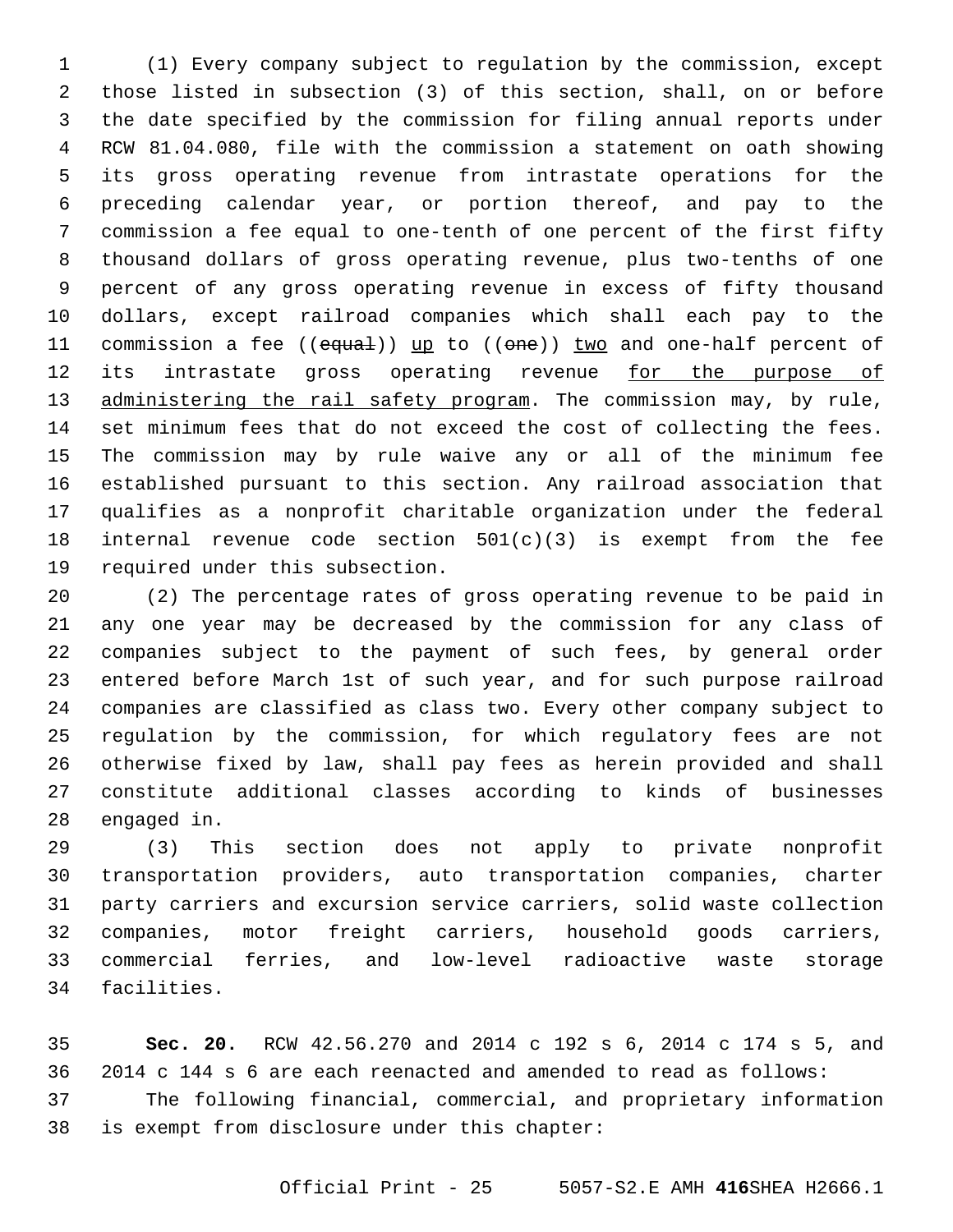(1) Every company subject to regulation by the commission, except those listed in subsection (3) of this section, shall, on or before the date specified by the commission for filing annual reports under RCW 81.04.080, file with the commission a statement on oath showing its gross operating revenue from intrastate operations for the preceding calendar year, or portion thereof, and pay to the commission a fee equal to one-tenth of one percent of the first fifty thousand dollars of gross operating revenue, plus two-tenths of one percent of any gross operating revenue in excess of fifty thousand dollars, except railroad companies which shall each pay to the commission a fee ((~~equal~~)) <u>up</u> to ((~~one~~)) <u>two</u> and one-half percent of its intrastate gross operating revenue <u>for the purpose of administering the rail safety program</u>. The commission may, by rule, set minimum fees that do not exceed the cost of collecting the fees. The commission may by rule waive any or all of the minimum fee established pursuant to this section. Any railroad association that qualifies as a nonprofit charitable organization under the federal internal revenue code section 501(c)(3) is exempt from the fee required under this subsection.

(2) The percentage rates of gross operating revenue to be paid in any one year may be decreased by the commission for any class of companies subject to the payment of such fees, by general order entered before March 1st of such year, and for such purpose railroad companies are classified as class two. Every other company subject to regulation by the commission, for which regulatory fees are not otherwise fixed by law, shall pay fees as herein provided and shall constitute additional classes according to kinds of businesses engaged in.

(3) This section does not apply to private nonprofit transportation providers, auto transportation companies, charter party carriers and excursion service carriers, solid waste collection companies, motor freight carriers, household goods carriers, commercial ferries, and low-level radioactive waste storage facilities.

**Sec. 20.** RCW 42.56.270 and 2014 c 192 s 6, 2014 c 174 s 5, and 2014 c 144 s 6 are each reenacted and amended to read as follows:

The following financial, commercial, and proprietary information is exempt from disclosure under this chapter: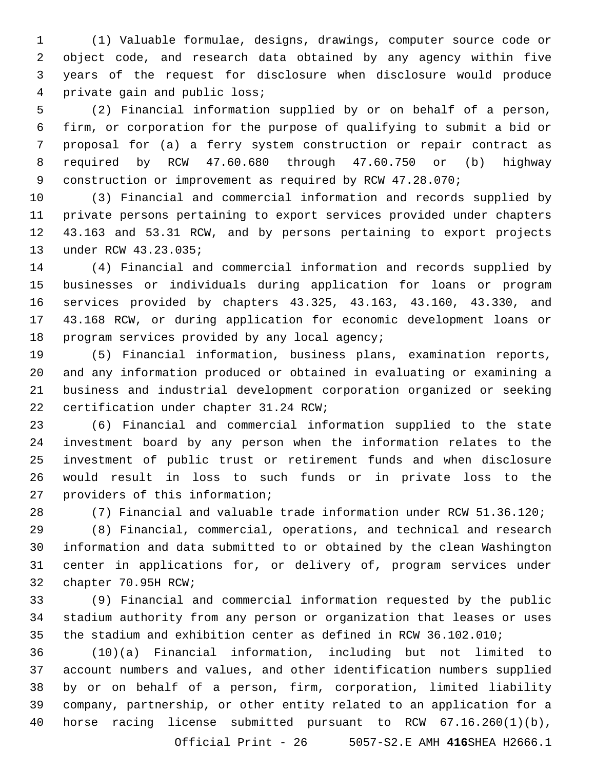(1) Valuable formulae, designs, drawings, computer source code or object code, and research data obtained by any agency within five years of the request for disclosure when disclosure would produce private gain and public loss;

(2) Financial information supplied by or on behalf of a person, firm, or corporation for the purpose of qualifying to submit a bid or proposal for (a) a ferry system construction or repair contract as required by RCW 47.60.680 through 47.60.750 or (b) highway construction or improvement as required by RCW 47.28.070;

(3) Financial and commercial information and records supplied by private persons pertaining to export services provided under chapters 43.163 and 53.31 RCW, and by persons pertaining to export projects under RCW 43.23.035;

(4) Financial and commercial information and records supplied by businesses or individuals during application for loans or program services provided by chapters 43.325, 43.163, 43.160, 43.330, and 43.168 RCW, or during application for economic development loans or program services provided by any local agency;

(5) Financial information, business plans, examination reports, and any information produced or obtained in evaluating or examining a business and industrial development corporation organized or seeking certification under chapter 31.24 RCW;

(6) Financial and commercial information supplied to the state investment board by any person when the information relates to the investment of public trust or retirement funds and when disclosure would result in loss to such funds or in private loss to the providers of this information;

(7) Financial and valuable trade information under RCW 51.36.120;

(8) Financial, commercial, operations, and technical and research information and data submitted to or obtained by the clean Washington center in applications for, or delivery of, program services under chapter 70.95H RCW;

(9) Financial and commercial information requested by the public stadium authority from any person or organization that leases or uses the stadium and exhibition center as defined in RCW 36.102.010;

(10)(a) Financial information, including but not limited to account numbers and values, and other identification numbers supplied by or on behalf of a person, firm, corporation, limited liability company, partnership, or other entity related to an application for a horse racing license submitted pursuant to RCW 67.16.260(1)(b),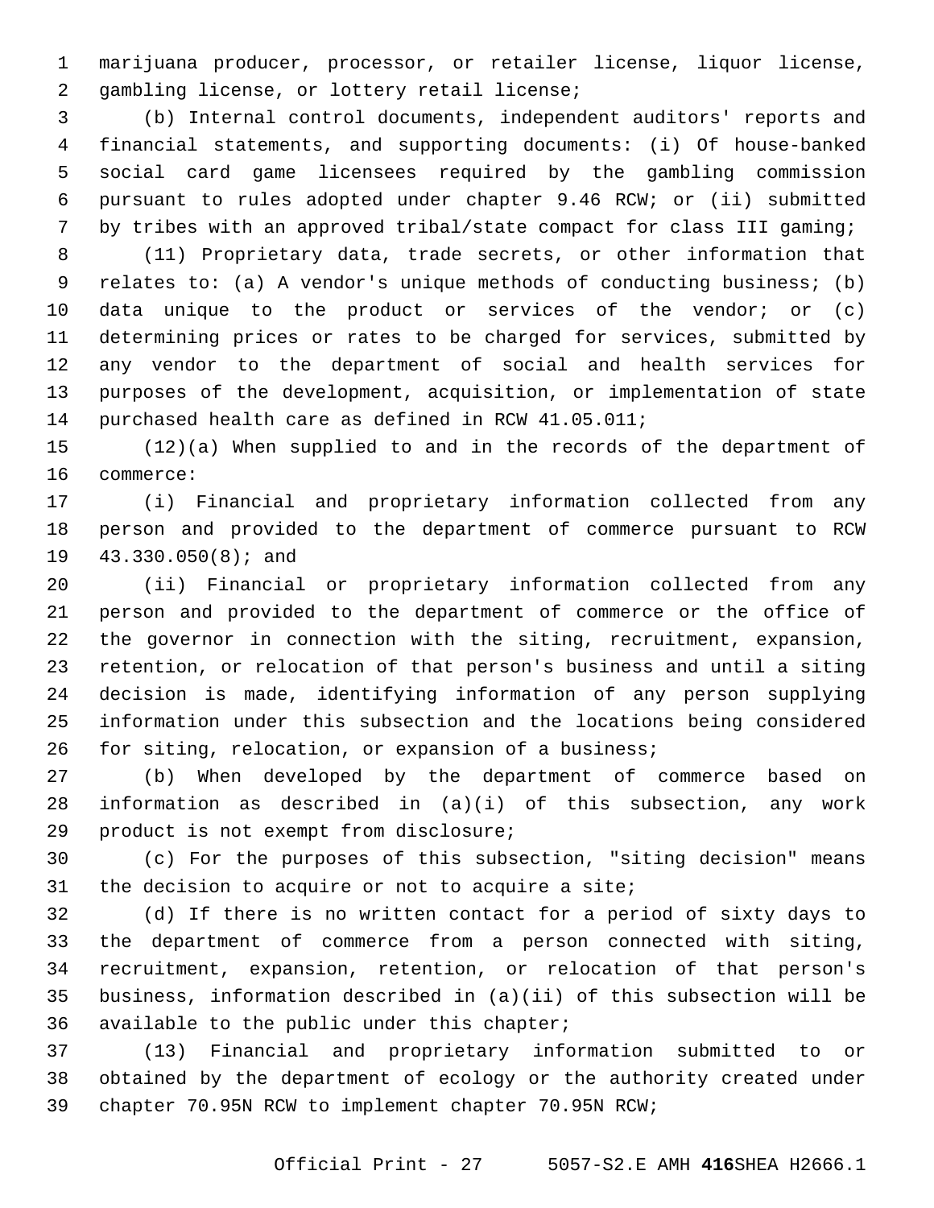marijuana producer, processor, or retailer license, liquor license, gambling license, or lottery retail license;

(b) Internal control documents, independent auditors' reports and financial statements, and supporting documents: (i) Of house-banked social card game licensees required by the gambling commission pursuant to rules adopted under chapter 9.46 RCW; or (ii) submitted by tribes with an approved tribal/state compact for class III gaming;

(11) Proprietary data, trade secrets, or other information that relates to: (a) A vendor's unique methods of conducting business; (b) data unique to the product or services of the vendor; or (c) determining prices or rates to be charged for services, submitted by any vendor to the department of social and health services for purposes of the development, acquisition, or implementation of state purchased health care as defined in RCW 41.05.011;

(12)(a) When supplied to and in the records of the department of commerce:

(i) Financial and proprietary information collected from any person and provided to the department of commerce pursuant to RCW 43.330.050(8); and

(ii) Financial or proprietary information collected from any person and provided to the department of commerce or the office of the governor in connection with the siting, recruitment, expansion, retention, or relocation of that person's business and until a siting decision is made, identifying information of any person supplying information under this subsection and the locations being considered for siting, relocation, or expansion of a business;

(b) When developed by the department of commerce based on information as described in (a)(i) of this subsection, any work product is not exempt from disclosure;

(c) For the purposes of this subsection, "siting decision" means the decision to acquire or not to acquire a site;

(d) If there is no written contact for a period of sixty days to the department of commerce from a person connected with siting, recruitment, expansion, retention, or relocation of that person's business, information described in (a)(ii) of this subsection will be available to the public under this chapter;

(13) Financial and proprietary information submitted to or obtained by the department of ecology or the authority created under chapter 70.95N RCW to implement chapter 70.95N RCW;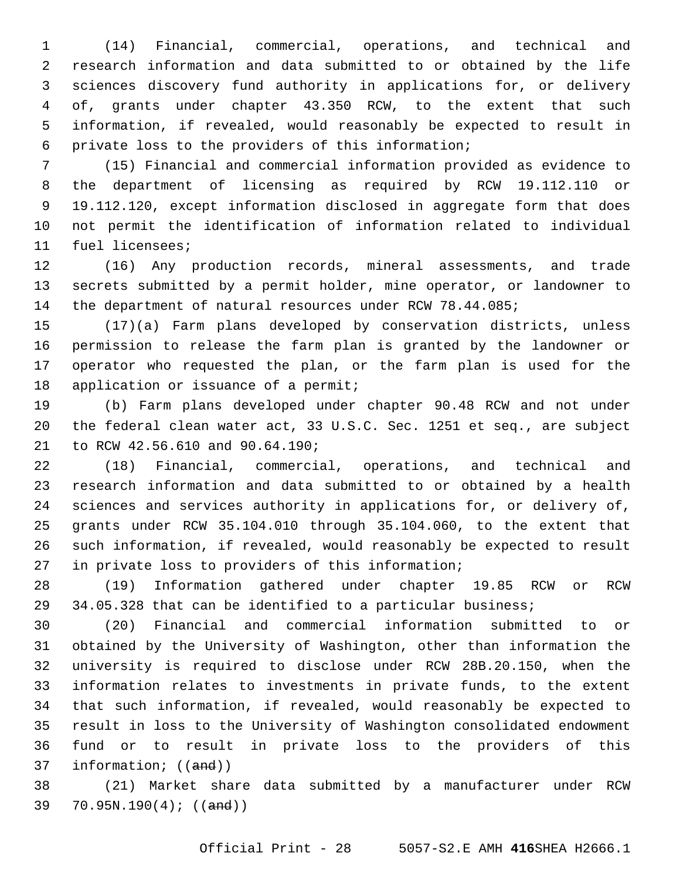(14) Financial, commercial, operations, and technical and research information and data submitted to or obtained by the life sciences discovery fund authority in applications for, or delivery of, grants under chapter 43.350 RCW, to the extent that such information, if revealed, would reasonably be expected to result in private loss to the providers of this information;

(15) Financial and commercial information provided as evidence to the department of licensing as required by RCW 19.112.110 or 19.112.120, except information disclosed in aggregate form that does not permit the identification of information related to individual fuel licensees;

(16) Any production records, mineral assessments, and trade secrets submitted by a permit holder, mine operator, or landowner to the department of natural resources under RCW 78.44.085;

(17)(a) Farm plans developed by conservation districts, unless permission to release the farm plan is granted by the landowner or operator who requested the plan, or the farm plan is used for the application or issuance of a permit;

(b) Farm plans developed under chapter 90.48 RCW and not under the federal clean water act, 33 U.S.C. Sec. 1251 et seq., are subject to RCW 42.56.610 and 90.64.190;

(18) Financial, commercial, operations, and technical and research information and data submitted to or obtained by a health sciences and services authority in applications for, or delivery of, grants under RCW 35.104.010 through 35.104.060, to the extent that such information, if revealed, would reasonably be expected to result in private loss to providers of this information;

(19) Information gathered under chapter 19.85 RCW or RCW 34.05.328 that can be identified to a particular business;

(20) Financial and commercial information submitted to or obtained by the University of Washington, other than information the university is required to disclose under RCW 28B.20.150, when the information relates to investments in private funds, to the extent that such information, if revealed, would reasonably be expected to result in loss to the University of Washington consolidated endowment fund or to result in private loss to the providers of this information; ((~~and~~))

(21) Market share data submitted by a manufacturer under RCW 70.95N.190(4); ((~~and~~))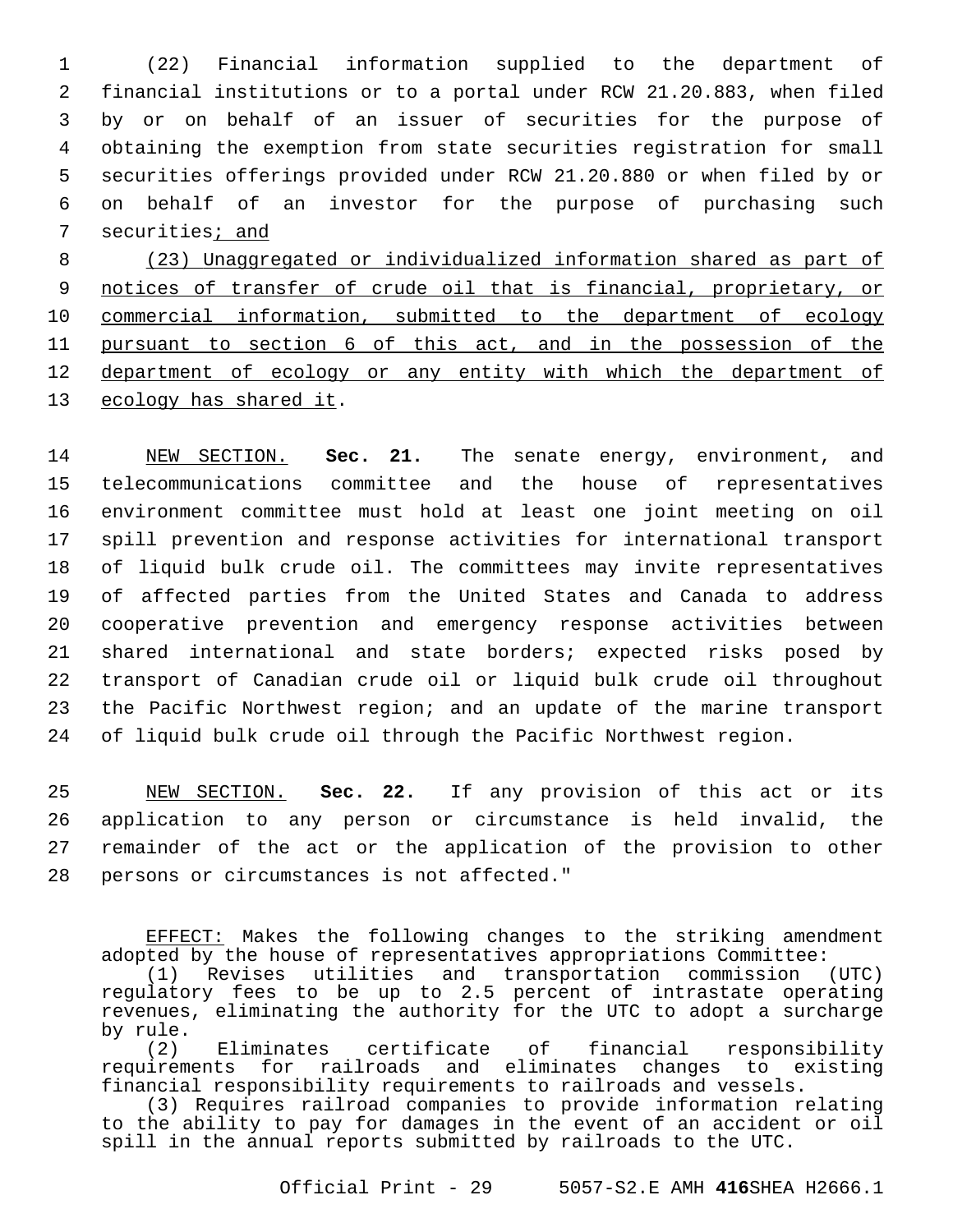(22) Financial information supplied to the department of financial institutions or to a portal under RCW 21.20.883, when filed by or on behalf of an issuer of securities for the purpose of obtaining the exemption from state securities registration for small securities offerings provided under RCW 21.20.880 or when filed by or on behalf of an investor for the purpose of purchasing such securities<u>; and</u>

<u>(23) Unaggregated or individualized information shared as part of notices of transfer of crude oil that is financial, proprietary, or commercial information, submitted to the department of ecology pursuant to section 6 of this act, and in the possession of the department of ecology or any entity with which the department of ecology has shared it</u>.

<u>NEW SECTION.</u> **Sec. 21.** The senate energy, environment, and telecommunications committee and the house of representatives environment committee must hold at least one joint meeting on oil spill prevention and response activities for international transport of liquid bulk crude oil. The committees may invite representatives of affected parties from the United States and Canada to address cooperative prevention and emergency response activities between shared international and state borders; expected risks posed by transport of Canadian crude oil or liquid bulk crude oil throughout the Pacific Northwest region; and an update of the marine transport of liquid bulk crude oil through the Pacific Northwest region.

<u>NEW SECTION.</u> **Sec. 22.** If any provision of this act or its application to any person or circumstance is held invalid, the remainder of the act or the application of the provision to other persons or circumstances is not affected."

<u>EFFECT:</u> Makes the following changes to the striking amendment adopted by the house of representatives appropriations Committee:

(1) Revises utilities and transportation commission (UTC) regulatory fees to be up to 2.5 percent of intrastate operating revenues, eliminating the authority for the UTC to adopt a surcharge by rule.

(2) Eliminates certificate of financial responsibility requirements for railroads and eliminates changes to existing financial responsibility requirements to railroads and vessels.

(3) Requires railroad companies to provide information relating to the ability to pay for damages in the event of an accident or oil spill in the annual reports submitted by railroads to the UTC.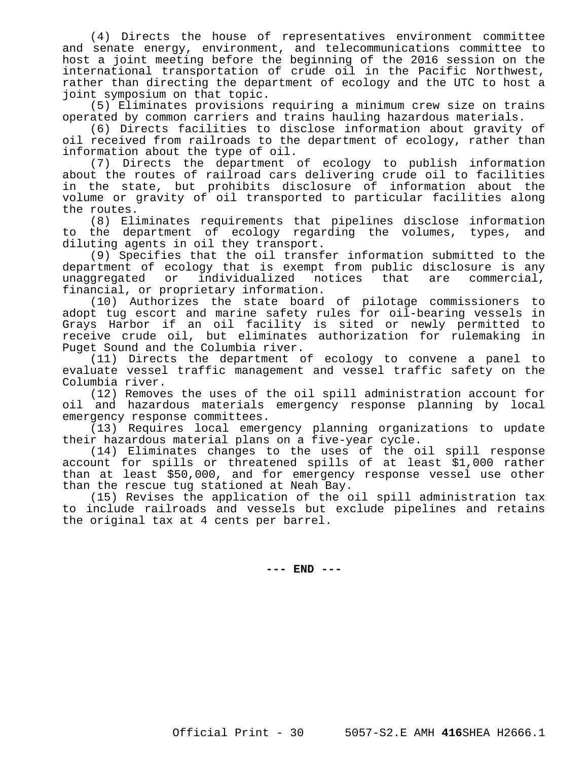(4) Directs the house of representatives environment committee and senate energy, environment, and telecommunications committee to host a joint meeting before the beginning of the 2016 session on the international transportation of crude oil in the Pacific Northwest, rather than directing the department of ecology and the UTC to host a joint symposium on that topic.

(5) Eliminates provisions requiring a minimum crew size on trains operated by common carriers and trains hauling hazardous materials.

(6) Directs facilities to disclose information about gravity of oil received from railroads to the department of ecology, rather than information about the type of oil.

(7) Directs the department of ecology to publish information about the routes of railroad cars delivering crude oil to facilities in the state, but prohibits disclosure of information about the volume or gravity of oil transported to particular facilities along the routes.

(8) Eliminates requirements that pipelines disclose information to the department of ecology regarding the volumes, types, and diluting agents in oil they transport.

(9) Specifies that the oil transfer information submitted to the department of ecology that is exempt from public disclosure is any unaggregated or individualized notices that are commercial, financial, or proprietary information.

(10) Authorizes the state board of pilotage commissioners to adopt tug escort and marine safety rules for oil-bearing vessels in Grays Harbor if an oil facility is sited or newly permitted to receive crude oil, but eliminates authorization for rulemaking in Puget Sound and the Columbia river.

(11) Directs the department of ecology to convene a panel to evaluate vessel traffic management and vessel traffic safety on the Columbia river.

(12) Removes the uses of the oil spill administration account for oil and hazardous materials emergency response planning by local emergency response committees.

(13) Requires local emergency planning organizations to update their hazardous material plans on a five-year cycle.

(14) Eliminates changes to the uses of the oil spill response account for spills or threatened spills of at least $1,000 rather than at least $50,000, and for emergency response vessel use other than the rescue tug stationed at Neah Bay.

(15) Revises the application of the oil spill administration tax to include railroads and vessels but exclude pipelines and retains the original tax at 4 cents per barrel.

**--- END ---**